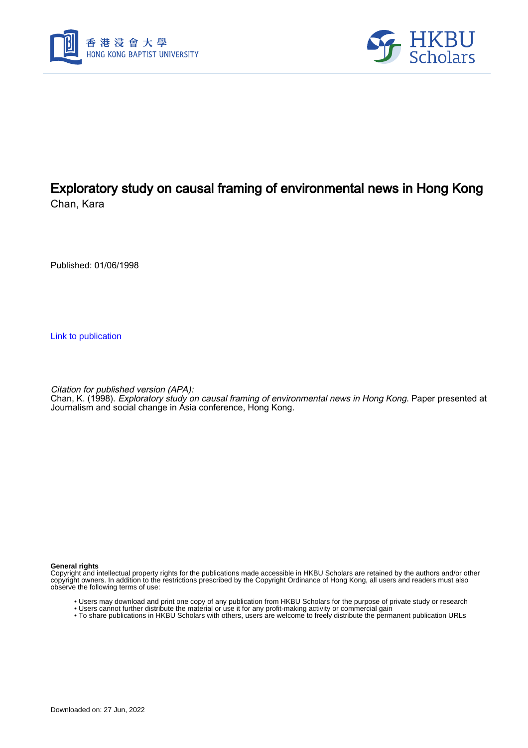# Exploratory study on causal framing of environmental news in Hong Kong

Chan, Kara

Published: 01/06/1998

Link to publication

*Citation for published version (APA):*
Chan, K. (1998). *Exploratory study on causal framing of environmental news in Hong Kong*. Paper presented at Journalism and social change in Asia conference, Hong Kong.

**General rights**
Copyright and intellectual property rights for the publications made accessible in HKBU Scholars are retained by the authors and/or other copyright owners. In addition to the restrictions prescribed by the Copyright Ordinance of Hong Kong, all users and readers must also observe the following terms of use:

- Users may download and print one copy of any publication from HKBU Scholars for the purpose of private study or research
- Users cannot further distribute the material or use it for any profit-making activity or commercial gain
- To share publications in HKBU Scholars with others, users are welcome to freely distribute the permanent publication URLs

Downloaded on: 27 Jun, 2022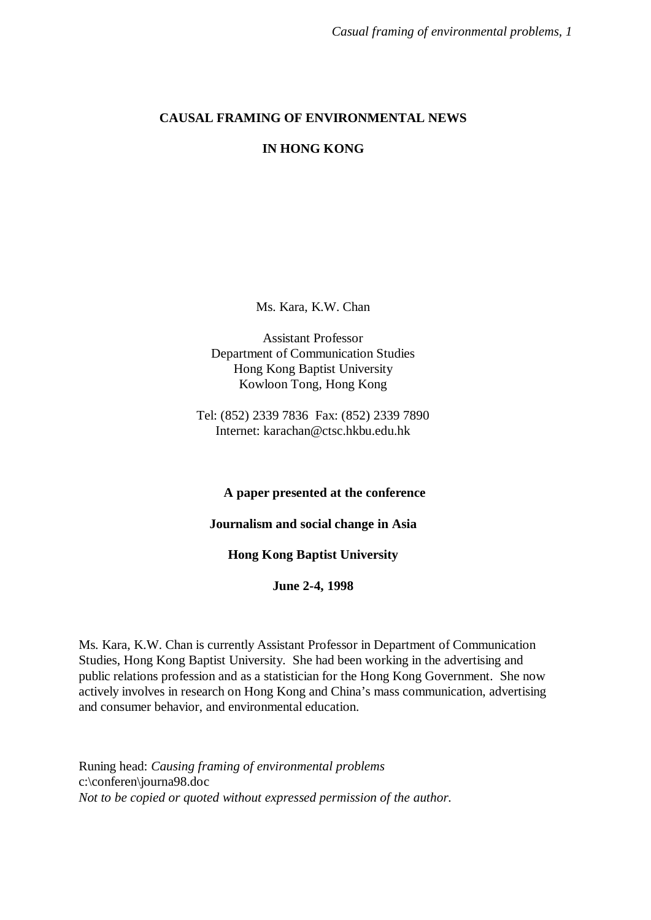**CAUSAL FRAMING OF ENVIRONMENTAL NEWS**

**IN HONG KONG**

Ms. Kara, K.W. Chan

Assistant Professor
Department of Communication Studies
Hong Kong Baptist University
Kowloon Tong, Hong Kong

Tel: (852) 2339 7836 Fax: (852) 2339 7890
Internet: karachan@ctsc.hkbu.edu.hk

**A paper presented at the conference**

**Journalism and social change in Asia**

**Hong Kong Baptist University**

**June 2-4, 1998**

Ms. Kara, K.W. Chan is currently Assistant Professor in Department of Communication Studies, Hong Kong Baptist University. She had been working in the advertising and public relations profession and as a statistician for the Hong Kong Government. She now actively involves in research on Hong Kong and China's mass communication, advertising and consumer behavior, and environmental education.

Runing head: *Causing framing of environmental problems*
c:\conferen\journa98.doc
*Not to be copied or quoted without expressed permission of the author.*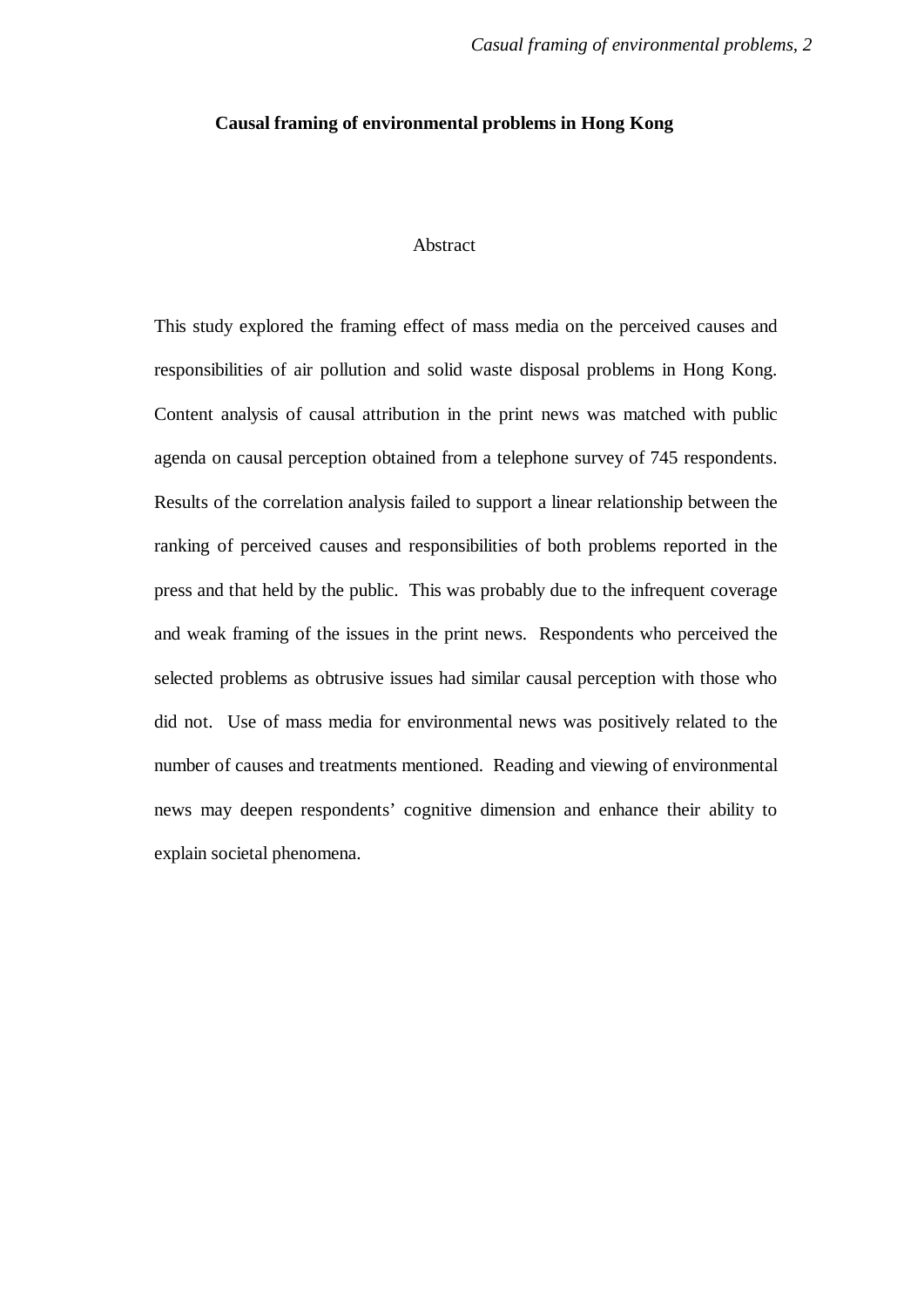**Causal framing of environmental problems in Hong Kong**

Abstract

This study explored the framing effect of mass media on the perceived causes and responsibilities of air pollution and solid waste disposal problems in Hong Kong. Content analysis of causal attribution in the print news was matched with public agenda on causal perception obtained from a telephone survey of 745 respondents. Results of the correlation analysis failed to support a linear relationship between the ranking of perceived causes and responsibilities of both problems reported in the press and that held by the public. This was probably due to the infrequent coverage and weak framing of the issues in the print news. Respondents who perceived the selected problems as obtrusive issues had similar causal perception with those who did not. Use of mass media for environmental news was positively related to the number of causes and treatments mentioned. Reading and viewing of environmental news may deepen respondents' cognitive dimension and enhance their ability to explain societal phenomena.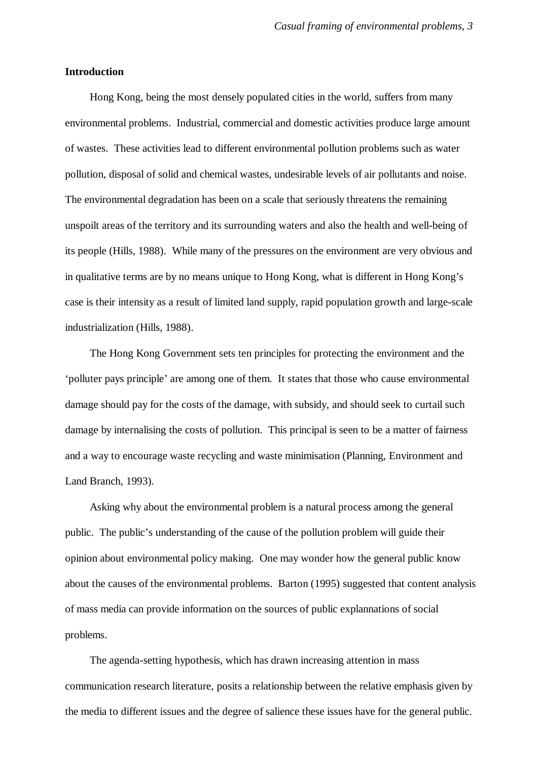## Introduction

Hong Kong, being the most densely populated cities in the world, suffers from many environmental problems. Industrial, commercial and domestic activities produce large amount of wastes. These activities lead to different environmental pollution problems such as water pollution, disposal of solid and chemical wastes, undesirable levels of air pollutants and noise. The environmental degradation has been on a scale that seriously threatens the remaining unspoilt areas of the territory and its surrounding waters and also the health and well-being of its people (Hills, 1988). While many of the pressures on the environment are very obvious and in qualitative terms are by no means unique to Hong Kong, what is different in Hong Kong's case is their intensity as a result of limited land supply, rapid population growth and large-scale industrialization (Hills, 1988).

The Hong Kong Government sets ten principles for protecting the environment and the 'polluter pays principle' are among one of them. It states that those who cause environmental damage should pay for the costs of the damage, with subsidy, and should seek to curtail such damage by internalising the costs of pollution. This principal is seen to be a matter of fairness and a way to encourage waste recycling and waste minimisation (Planning, Environment and Land Branch, 1993).

Asking why about the environmental problem is a natural process among the general public. The public's understanding of the cause of the pollution problem will guide their opinion about environmental policy making. One may wonder how the general public know about the causes of the environmental problems. Barton (1995) suggested that content analysis of mass media can provide information on the sources of public explannations of social problems.

The agenda-setting hypothesis, which has drawn increasing attention in mass communication research literature, posits a relationship between the relative emphasis given by the media to different issues and the degree of salience these issues have for the general public.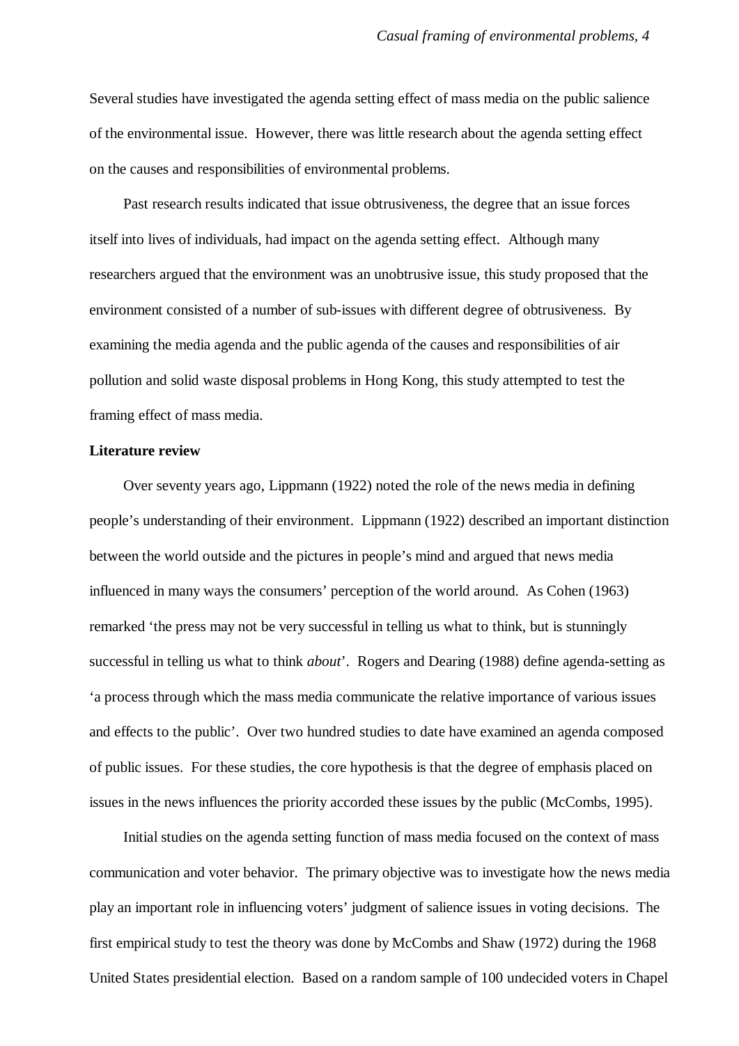Several studies have investigated the agenda setting effect of mass media on the public salience of the environmental issue. However, there was little research about the agenda setting effect on the causes and responsibilities of environmental problems.

Past research results indicated that issue obtrusiveness, the degree that an issue forces itself into lives of individuals, had impact on the agenda setting effect. Although many researchers argued that the environment was an unobtrusive issue, this study proposed that the environment consisted of a number of sub-issues with different degree of obtrusiveness. By examining the media agenda and the public agenda of the causes and responsibilities of air pollution and solid waste disposal problems in Hong Kong, this study attempted to test the framing effect of mass media.

**Literature review**

Over seventy years ago, Lippmann (1922) noted the role of the news media in defining people's understanding of their environment. Lippmann (1922) described an important distinction between the world outside and the pictures in people's mind and argued that news media influenced in many ways the consumers' perception of the world around. As Cohen (1963) remarked 'the press may not be very successful in telling us what to think, but is stunningly successful in telling us what to think *about*'. Rogers and Dearing (1988) define agenda-setting as 'a process through which the mass media communicate the relative importance of various issues and effects to the public'. Over two hundred studies to date have examined an agenda composed of public issues. For these studies, the core hypothesis is that the degree of emphasis placed on issues in the news influences the priority accorded these issues by the public (McCombs, 1995).

Initial studies on the agenda setting function of mass media focused on the context of mass communication and voter behavior. The primary objective was to investigate how the news media play an important role in influencing voters' judgment of salience issues in voting decisions. The first empirical study to test the theory was done by McCombs and Shaw (1972) during the 1968 United States presidential election. Based on a random sample of 100 undecided voters in Chapel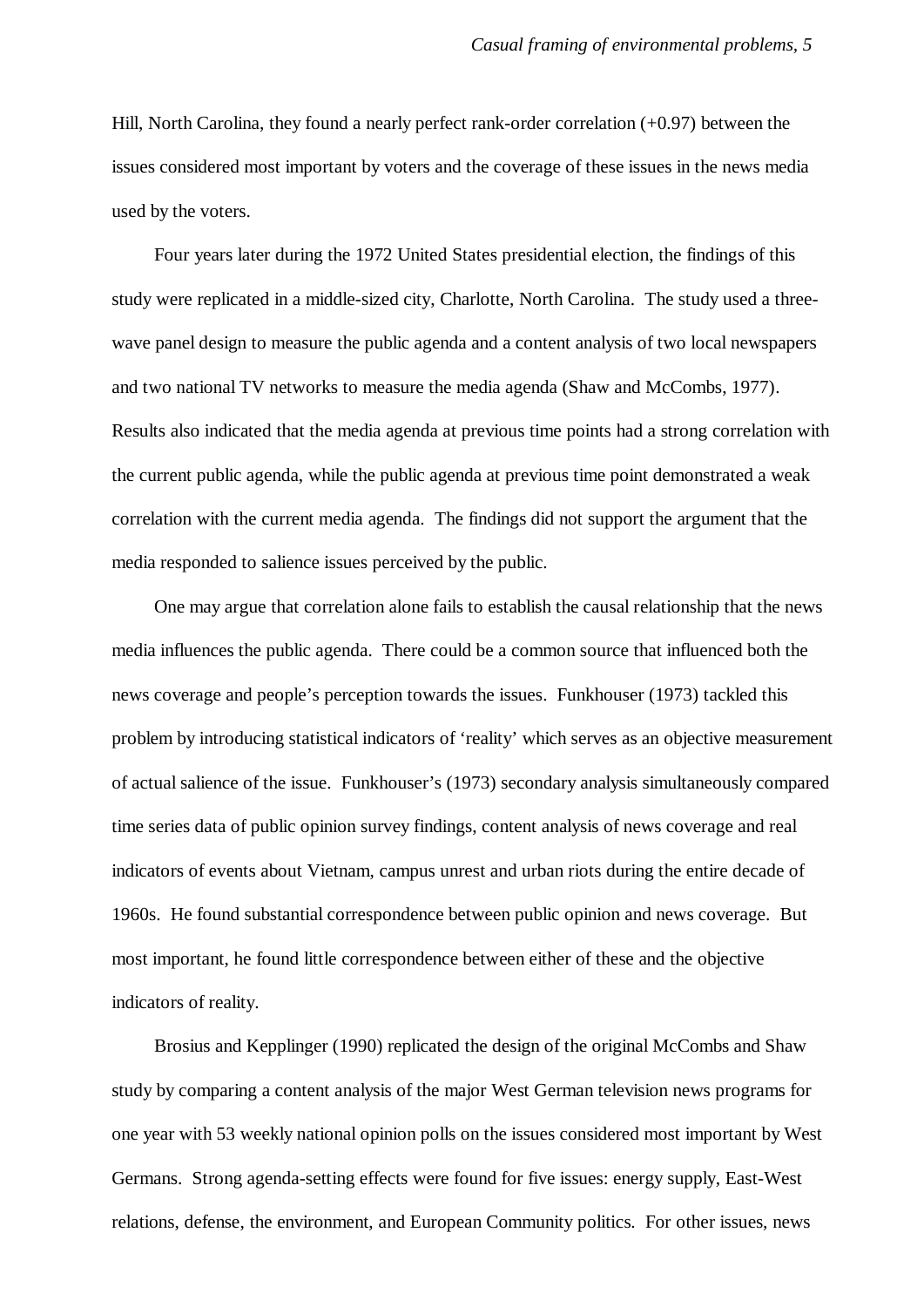Hill, North Carolina, they found a nearly perfect rank-order correlation (+0.97) between the issues considered most important by voters and the coverage of these issues in the news media used by the voters.

Four years later during the 1972 United States presidential election, the findings of this study were replicated in a middle-sized city, Charlotte, North Carolina. The study used a three-wave panel design to measure the public agenda and a content analysis of two local newspapers and two national TV networks to measure the media agenda (Shaw and McCombs, 1977). Results also indicated that the media agenda at previous time points had a strong correlation with the current public agenda, while the public agenda at previous time point demonstrated a weak correlation with the current media agenda. The findings did not support the argument that the media responded to salience issues perceived by the public.

One may argue that correlation alone fails to establish the causal relationship that the news media influences the public agenda. There could be a common source that influenced both the news coverage and people's perception towards the issues. Funkhouser (1973) tackled this problem by introducing statistical indicators of 'reality' which serves as an objective measurement of actual salience of the issue. Funkhouser's (1973) secondary analysis simultaneously compared time series data of public opinion survey findings, content analysis of news coverage and real indicators of events about Vietnam, campus unrest and urban riots during the entire decade of 1960s. He found substantial correspondence between public opinion and news coverage. But most important, he found little correspondence between either of these and the objective indicators of reality.

Brosius and Kepplinger (1990) replicated the design of the original McCombs and Shaw study by comparing a content analysis of the major West German television news programs for one year with 53 weekly national opinion polls on the issues considered most important by West Germans. Strong agenda-setting effects were found for five issues: energy supply, East-West relations, defense, the environment, and European Community politics. For other issues, news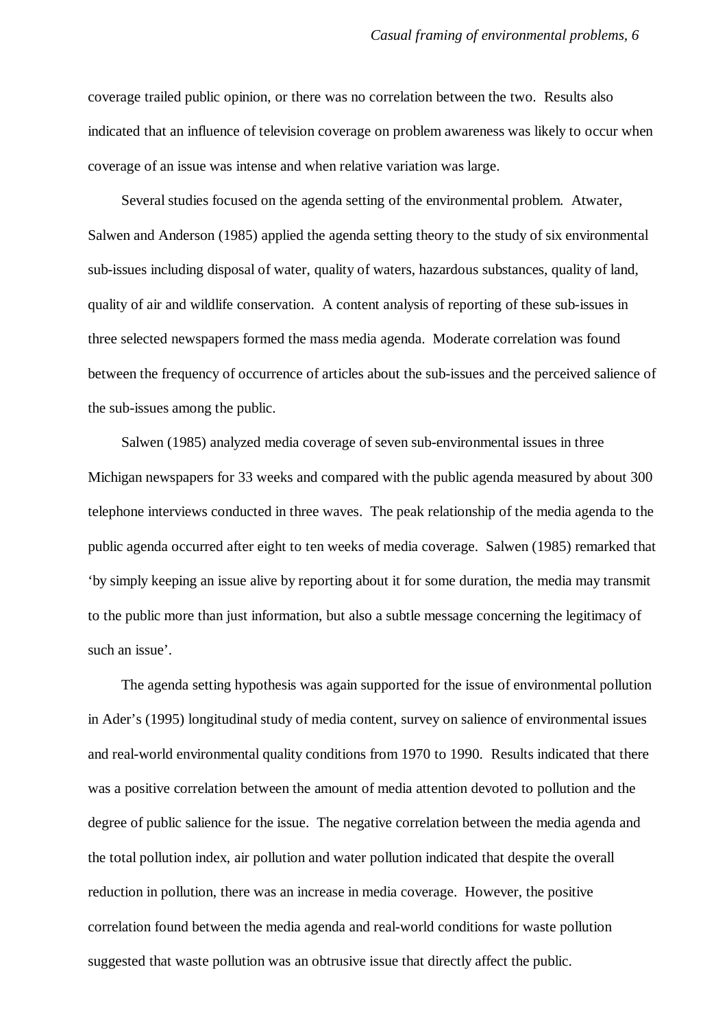coverage trailed public opinion, or there was no correlation between the two. Results also indicated that an influence of television coverage on problem awareness was likely to occur when coverage of an issue was intense and when relative variation was large.

Several studies focused on the agenda setting of the environmental problem. Atwater, Salwen and Anderson (1985) applied the agenda setting theory to the study of six environmental sub-issues including disposal of water, quality of waters, hazardous substances, quality of land, quality of air and wildlife conservation. A content analysis of reporting of these sub-issues in three selected newspapers formed the mass media agenda. Moderate correlation was found between the frequency of occurrence of articles about the sub-issues and the perceived salience of the sub-issues among the public.

Salwen (1985) analyzed media coverage of seven sub-environmental issues in three Michigan newspapers for 33 weeks and compared with the public agenda measured by about 300 telephone interviews conducted in three waves. The peak relationship of the media agenda to the public agenda occurred after eight to ten weeks of media coverage. Salwen (1985) remarked that 'by simply keeping an issue alive by reporting about it for some duration, the media may transmit to the public more than just information, but also a subtle message concerning the legitimacy of such an issue'.

The agenda setting hypothesis was again supported for the issue of environmental pollution in Ader's (1995) longitudinal study of media content, survey on salience of environmental issues and real-world environmental quality conditions from 1970 to 1990. Results indicated that there was a positive correlation between the amount of media attention devoted to pollution and the degree of public salience for the issue. The negative correlation between the media agenda and the total pollution index, air pollution and water pollution indicated that despite the overall reduction in pollution, there was an increase in media coverage. However, the positive correlation found between the media agenda and real-world conditions for waste pollution suggested that waste pollution was an obtrusive issue that directly affect the public.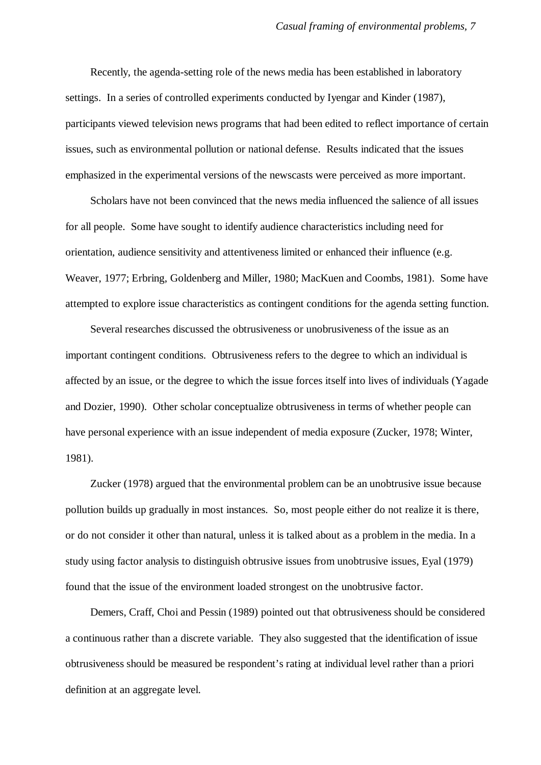Recently, the agenda-setting role of the news media has been established in laboratory settings. In a series of controlled experiments conducted by Iyengar and Kinder (1987), participants viewed television news programs that had been edited to reflect importance of certain issues, such as environmental pollution or national defense. Results indicated that the issues emphasized in the experimental versions of the newscasts were perceived as more important.

Scholars have not been convinced that the news media influenced the salience of all issues for all people. Some have sought to identify audience characteristics including need for orientation, audience sensitivity and attentiveness limited or enhanced their influence (e.g. Weaver, 1977; Erbring, Goldenberg and Miller, 1980; MacKuen and Coombs, 1981). Some have attempted to explore issue characteristics as contingent conditions for the agenda setting function.

Several researches discussed the obtrusiveness or unobrusiveness of the issue as an important contingent conditions. Obtrusiveness refers to the degree to which an individual is affected by an issue, or the degree to which the issue forces itself into lives of individuals (Yagade and Dozier, 1990). Other scholar conceptualize obtrusiveness in terms of whether people can have personal experience with an issue independent of media exposure (Zucker, 1978; Winter, 1981).

Zucker (1978) argued that the environmental problem can be an unobtrusive issue because pollution builds up gradually in most instances. So, most people either do not realize it is there, or do not consider it other than natural, unless it is talked about as a problem in the media. In a study using factor analysis to distinguish obtrusive issues from unobtrusive issues, Eyal (1979) found that the issue of the environment loaded strongest on the unobtrusive factor.

Demers, Craff, Choi and Pessin (1989) pointed out that obtrusiveness should be considered a continuous rather than a discrete variable. They also suggested that the identification of issue obtrusiveness should be measured be respondent's rating at individual level rather than a priori definition at an aggregate level.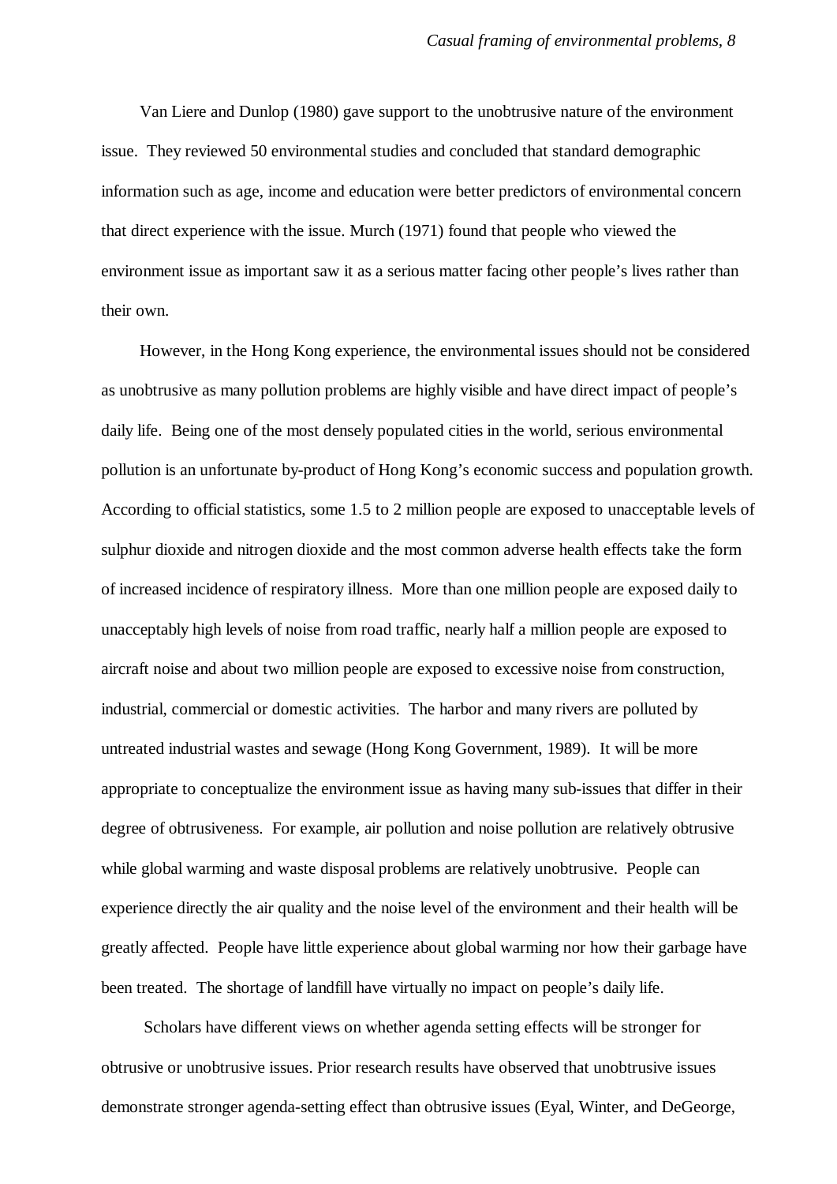Van Liere and Dunlop (1980) gave support to the unobtrusive nature of the environment issue. They reviewed 50 environmental studies and concluded that standard demographic information such as age, income and education were better predictors of environmental concern that direct experience with the issue. Murch (1971) found that people who viewed the environment issue as important saw it as a serious matter facing other people's lives rather than their own.

However, in the Hong Kong experience, the environmental issues should not be considered as unobtrusive as many pollution problems are highly visible and have direct impact of people's daily life. Being one of the most densely populated cities in the world, serious environmental pollution is an unfortunate by-product of Hong Kong's economic success and population growth. According to official statistics, some 1.5 to 2 million people are exposed to unacceptable levels of sulphur dioxide and nitrogen dioxide and the most common adverse health effects take the form of increased incidence of respiratory illness. More than one million people are exposed daily to unacceptably high levels of noise from road traffic, nearly half a million people are exposed to aircraft noise and about two million people are exposed to excessive noise from construction, industrial, commercial or domestic activities. The harbor and many rivers are polluted by untreated industrial wastes and sewage (Hong Kong Government, 1989). It will be more appropriate to conceptualize the environment issue as having many sub-issues that differ in their degree of obtrusiveness. For example, air pollution and noise pollution are relatively obtrusive while global warming and waste disposal problems are relatively unobtrusive. People can experience directly the air quality and the noise level of the environment and their health will be greatly affected. People have little experience about global warming nor how their garbage have been treated. The shortage of landfill have virtually no impact on people's daily life.

Scholars have different views on whether agenda setting effects will be stronger for obtrusive or unobtrusive issues. Prior research results have observed that unobtrusive issues demonstrate stronger agenda-setting effect than obtrusive issues (Eyal, Winter, and DeGeorge,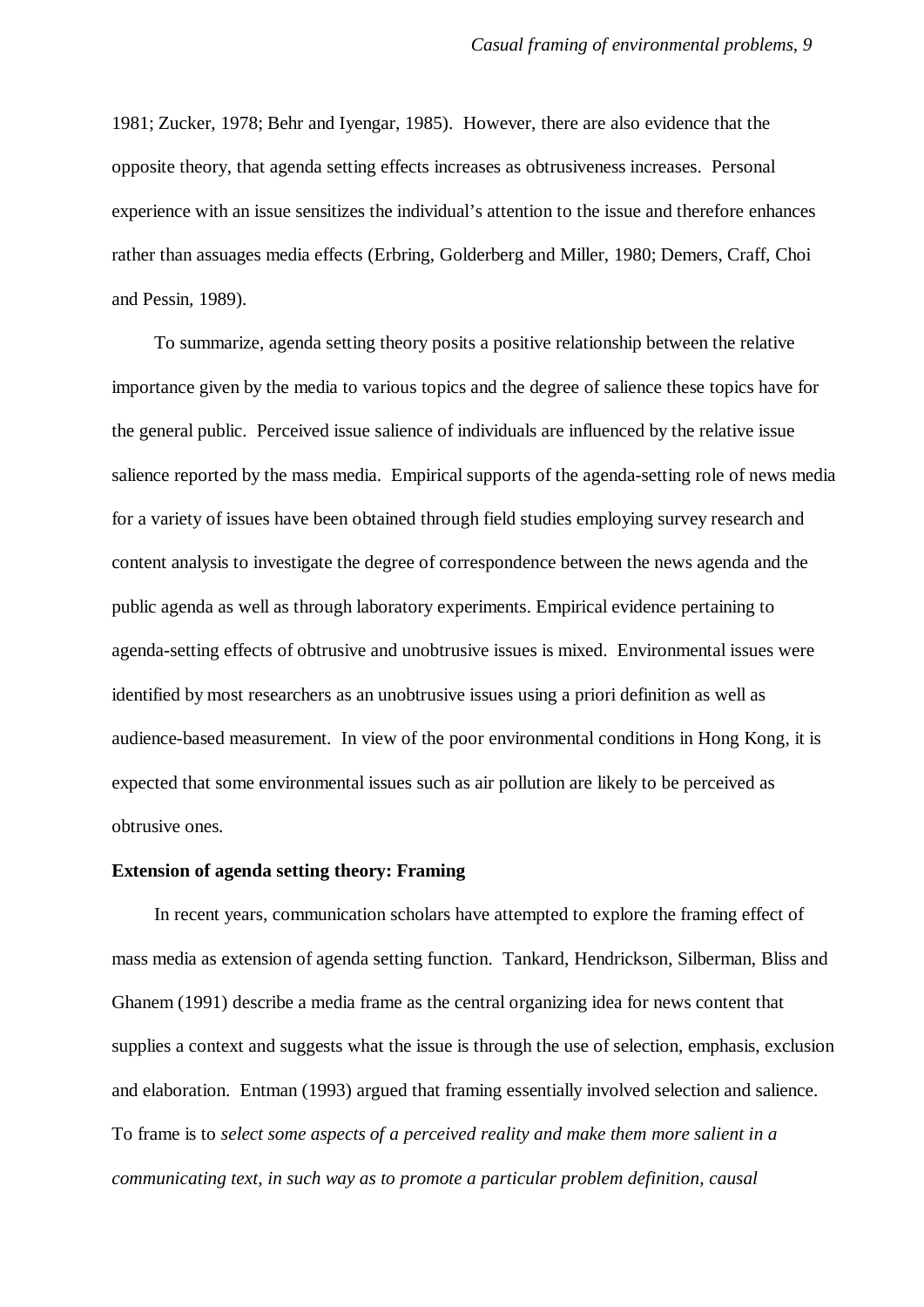1981; Zucker, 1978; Behr and Iyengar, 1985). However, there are also evidence that the opposite theory, that agenda setting effects increases as obtrusiveness increases. Personal experience with an issue sensitizes the individual's attention to the issue and therefore enhances rather than assuages media effects (Erbring, Golderberg and Miller, 1980; Demers, Craff, Choi and Pessin, 1989).

To summarize, agenda setting theory posits a positive relationship between the relative importance given by the media to various topics and the degree of salience these topics have for the general public. Perceived issue salience of individuals are influenced by the relative issue salience reported by the mass media. Empirical supports of the agenda-setting role of news media for a variety of issues have been obtained through field studies employing survey research and content analysis to investigate the degree of correspondence between the news agenda and the public agenda as well as through laboratory experiments. Empirical evidence pertaining to agenda-setting effects of obtrusive and unobtrusive issues is mixed. Environmental issues were identified by most researchers as an unobtrusive issues using a priori definition as well as audience-based measurement. In view of the poor environmental conditions in Hong Kong, it is expected that some environmental issues such as air pollution are likely to be perceived as obtrusive ones.

**Extension of agenda setting theory: Framing**

In recent years, communication scholars have attempted to explore the framing effect of mass media as extension of agenda setting function. Tankard, Hendrickson, Silberman, Bliss and Ghanem (1991) describe a media frame as the central organizing idea for news content that supplies a context and suggests what the issue is through the use of selection, emphasis, exclusion and elaboration. Entman (1993) argued that framing essentially involved selection and salience. To frame is to *select some aspects of a perceived reality and make them more salient in a communicating text, in such way as to promote a particular problem definition, causal*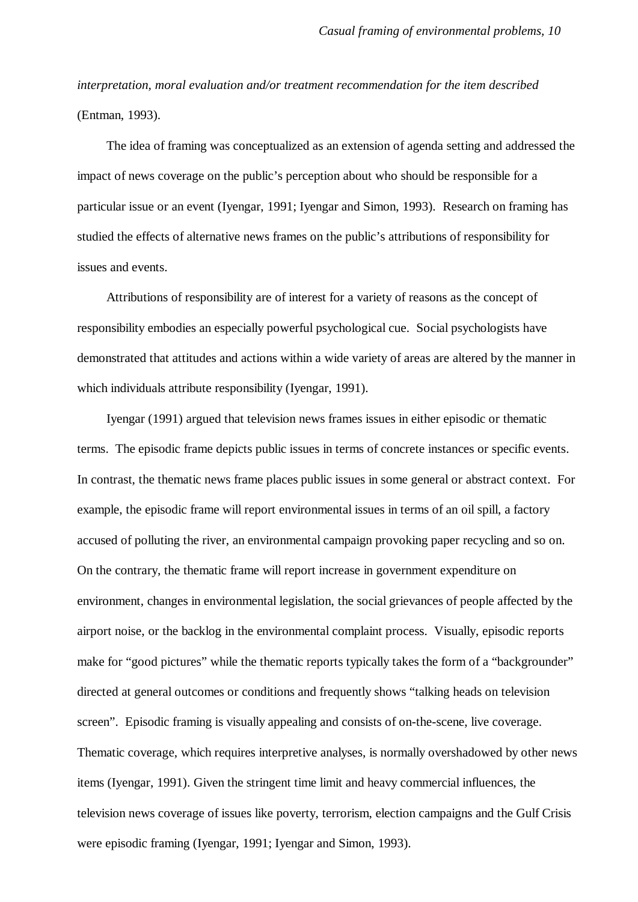*interpretation, moral evaluation and/or treatment recommendation for the item described* (Entman, 1993).

The idea of framing was conceptualized as an extension of agenda setting and addressed the impact of news coverage on the public's perception about who should be responsible for a particular issue or an event (Iyengar, 1991; Iyengar and Simon, 1993). Research on framing has studied the effects of alternative news frames on the public's attributions of responsibility for issues and events.

Attributions of responsibility are of interest for a variety of reasons as the concept of responsibility embodies an especially powerful psychological cue. Social psychologists have demonstrated that attitudes and actions within a wide variety of areas are altered by the manner in which individuals attribute responsibility (Iyengar, 1991).

Iyengar (1991) argued that television news frames issues in either episodic or thematic terms. The episodic frame depicts public issues in terms of concrete instances or specific events. In contrast, the thematic news frame places public issues in some general or abstract context. For example, the episodic frame will report environmental issues in terms of an oil spill, a factory accused of polluting the river, an environmental campaign provoking paper recycling and so on. On the contrary, the thematic frame will report increase in government expenditure on environment, changes in environmental legislation, the social grievances of people affected by the airport noise, or the backlog in the environmental complaint process. Visually, episodic reports make for "good pictures" while the thematic reports typically takes the form of a "backgrounder" directed at general outcomes or conditions and frequently shows "talking heads on television screen". Episodic framing is visually appealing and consists of on-the-scene, live coverage. Thematic coverage, which requires interpretive analyses, is normally overshadowed by other news items (Iyengar, 1991). Given the stringent time limit and heavy commercial influences, the television news coverage of issues like poverty, terrorism, election campaigns and the Gulf Crisis were episodic framing (Iyengar, 1991; Iyengar and Simon, 1993).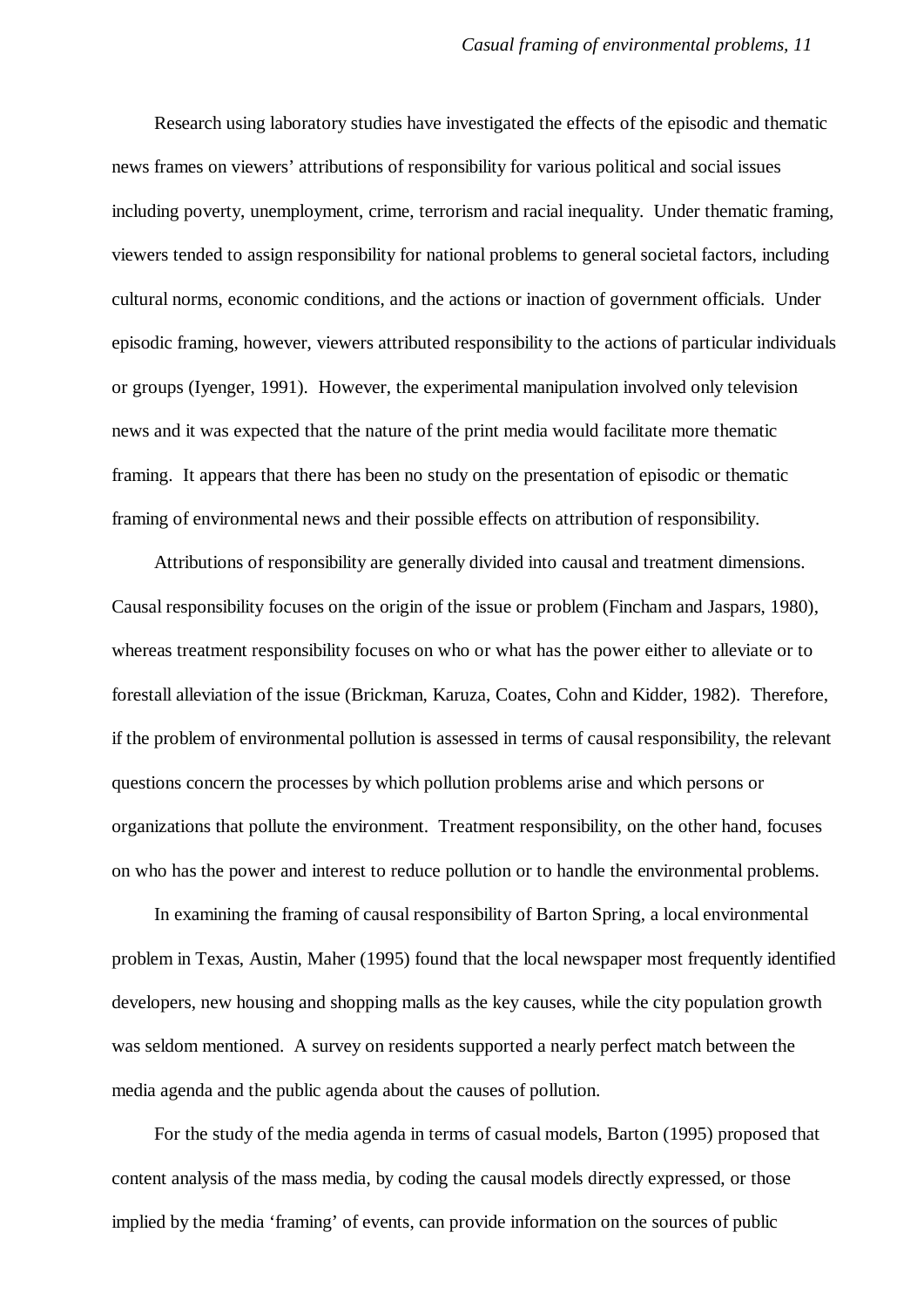Research using laboratory studies have investigated the effects of the episodic and thematic news frames on viewers' attributions of responsibility for various political and social issues including poverty, unemployment, crime, terrorism and racial inequality. Under thematic framing, viewers tended to assign responsibility for national problems to general societal factors, including cultural norms, economic conditions, and the actions or inaction of government officials. Under episodic framing, however, viewers attributed responsibility to the actions of particular individuals or groups (Iyenger, 1991). However, the experimental manipulation involved only television news and it was expected that the nature of the print media would facilitate more thematic framing. It appears that there has been no study on the presentation of episodic or thematic framing of environmental news and their possible effects on attribution of responsibility.

Attributions of responsibility are generally divided into causal and treatment dimensions. Causal responsibility focuses on the origin of the issue or problem (Fincham and Jaspars, 1980), whereas treatment responsibility focuses on who or what has the power either to alleviate or to forestall alleviation of the issue (Brickman, Karuza, Coates, Cohn and Kidder, 1982). Therefore, if the problem of environmental pollution is assessed in terms of causal responsibility, the relevant questions concern the processes by which pollution problems arise and which persons or organizations that pollute the environment. Treatment responsibility, on the other hand, focuses on who has the power and interest to reduce pollution or to handle the environmental problems.

In examining the framing of causal responsibility of Barton Spring, a local environmental problem in Texas, Austin, Maher (1995) found that the local newspaper most frequently identified developers, new housing and shopping malls as the key causes, while the city population growth was seldom mentioned. A survey on residents supported a nearly perfect match between the media agenda and the public agenda about the causes of pollution.

For the study of the media agenda in terms of casual models, Barton (1995) proposed that content analysis of the mass media, by coding the causal models directly expressed, or those implied by the media 'framing' of events, can provide information on the sources of public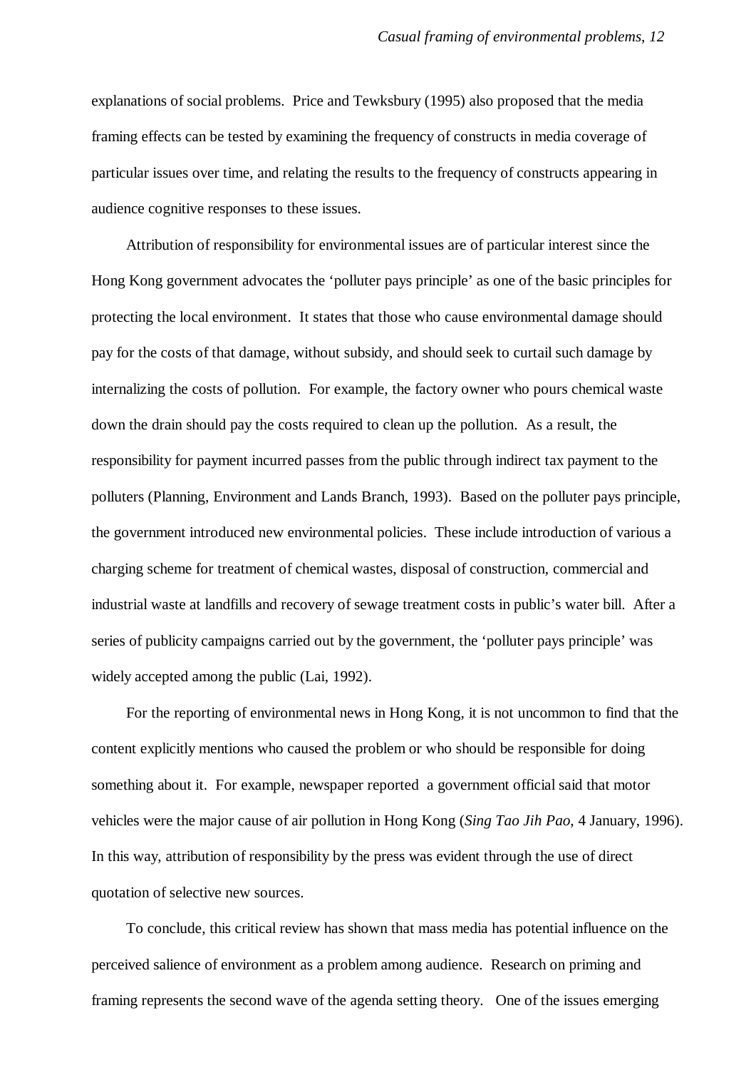explanations of social problems. Price and Tewksbury (1995) also proposed that the media framing effects can be tested by examining the frequency of constructs in media coverage of particular issues over time, and relating the results to the frequency of constructs appearing in audience cognitive responses to these issues.

Attribution of responsibility for environmental issues are of particular interest since the Hong Kong government advocates the 'polluter pays principle' as one of the basic principles for protecting the local environment. It states that those who cause environmental damage should pay for the costs of that damage, without subsidy, and should seek to curtail such damage by internalizing the costs of pollution. For example, the factory owner who pours chemical waste down the drain should pay the costs required to clean up the pollution. As a result, the responsibility for payment incurred passes from the public through indirect tax payment to the polluters (Planning, Environment and Lands Branch, 1993). Based on the polluter pays principle, the government introduced new environmental policies. These include introduction of various a charging scheme for treatment of chemical wastes, disposal of construction, commercial and industrial waste at landfills and recovery of sewage treatment costs in public's water bill. After a series of publicity campaigns carried out by the government, the 'polluter pays principle' was widely accepted among the public (Lai, 1992).

For the reporting of environmental news in Hong Kong, it is not uncommon to find that the content explicitly mentions who caused the problem or who should be responsible for doing something about it. For example, newspaper reported a government official said that motor vehicles were the major cause of air pollution in Hong Kong (*Sing Tao Jih Pao*, 4 January, 1996). In this way, attribution of responsibility by the press was evident through the use of direct quotation of selective new sources.

To conclude, this critical review has shown that mass media has potential influence on the perceived salience of environment as a problem among audience. Research on priming and framing represents the second wave of the agenda setting theory. One of the issues emerging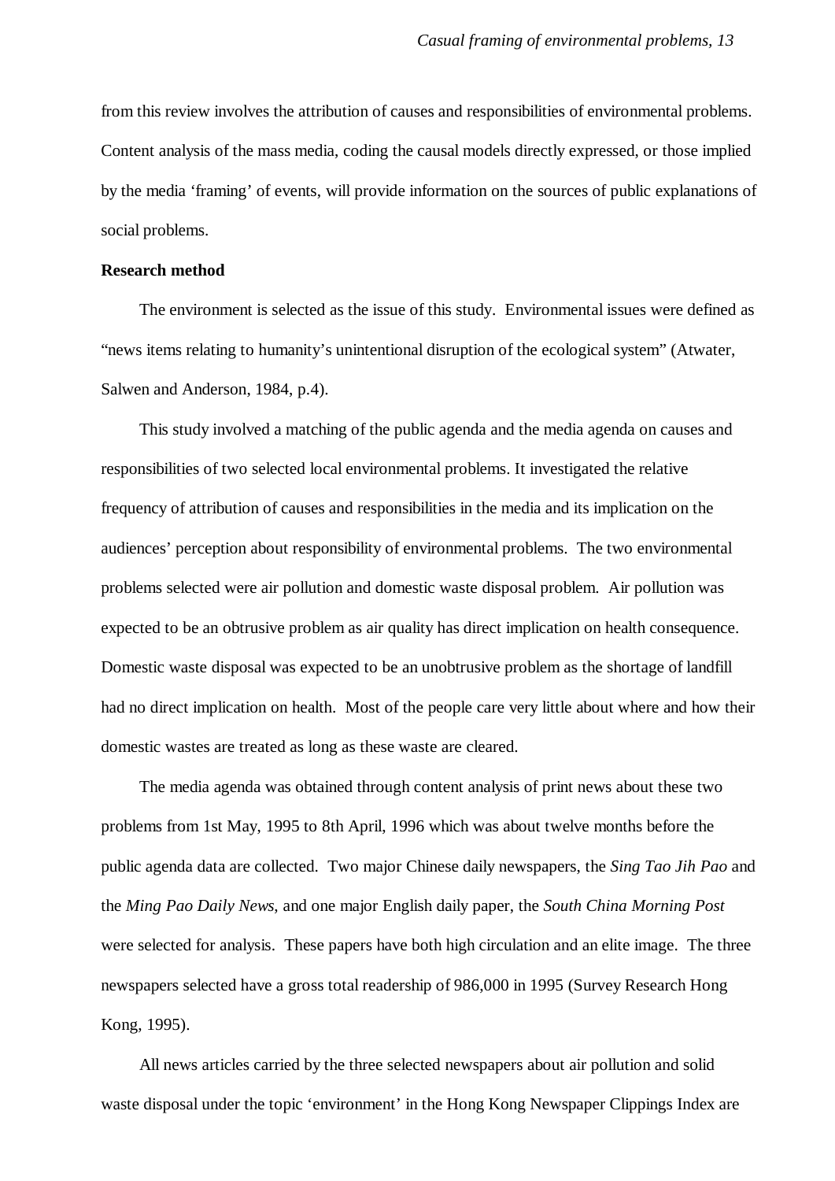from this review involves the attribution of causes and responsibilities of environmental problems. Content analysis of the mass media, coding the causal models directly expressed, or those implied by the media 'framing' of events, will provide information on the sources of public explanations of social problems.

**Research method**

The environment is selected as the issue of this study. Environmental issues were defined as "news items relating to humanity's unintentional disruption of the ecological system" (Atwater, Salwen and Anderson, 1984, p.4).

This study involved a matching of the public agenda and the media agenda on causes and responsibilities of two selected local environmental problems. It investigated the relative frequency of attribution of causes and responsibilities in the media and its implication on the audiences' perception about responsibility of environmental problems. The two environmental problems selected were air pollution and domestic waste disposal problem. Air pollution was expected to be an obtrusive problem as air quality has direct implication on health consequence. Domestic waste disposal was expected to be an unobtrusive problem as the shortage of landfill had no direct implication on health. Most of the people care very little about where and how their domestic wastes are treated as long as these waste are cleared.

The media agenda was obtained through content analysis of print news about these two problems from 1st May, 1995 to 8th April, 1996 which was about twelve months before the public agenda data are collected. Two major Chinese daily newspapers, the *Sing Tao Jih Pao* and the *Ming Pao Daily News*, and one major English daily paper, the *South China Morning Post* were selected for analysis. These papers have both high circulation and an elite image. The three newspapers selected have a gross total readership of 986,000 in 1995 (Survey Research Hong Kong, 1995).

All news articles carried by the three selected newspapers about air pollution and solid waste disposal under the topic 'environment' in the Hong Kong Newspaper Clippings Index are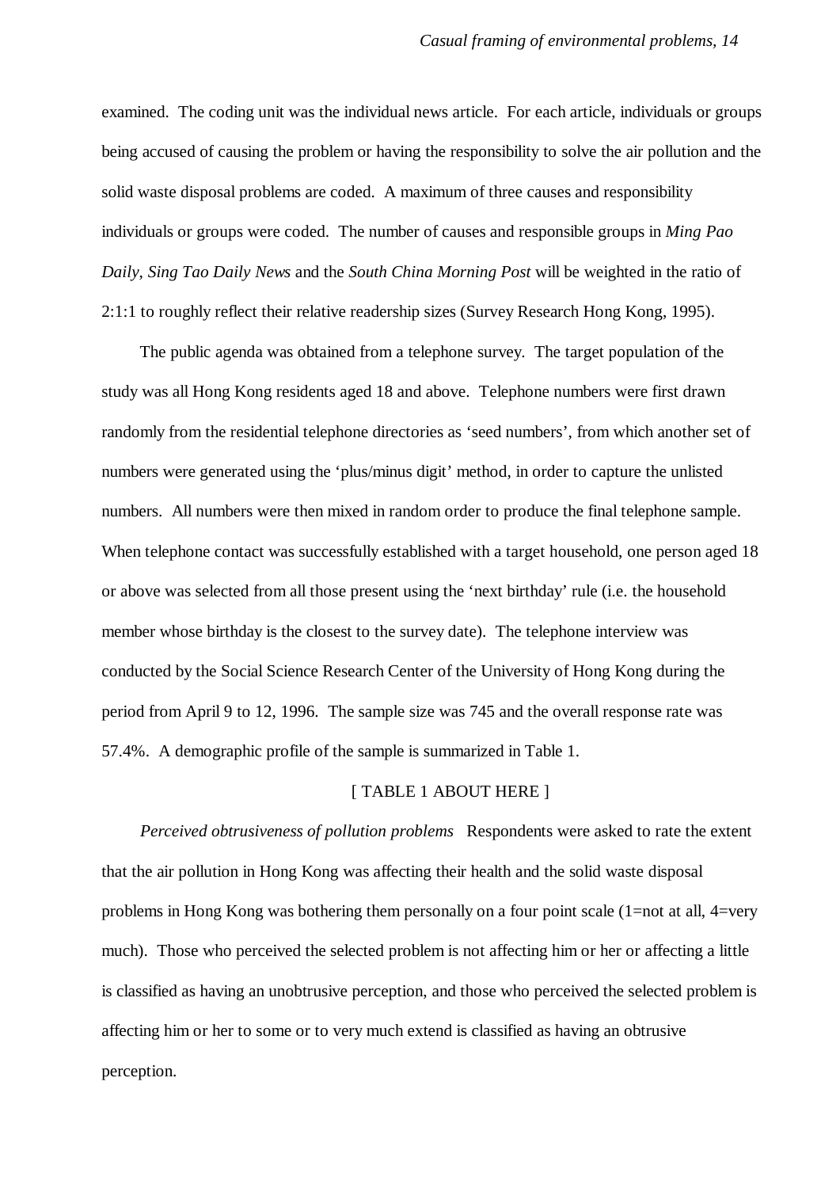examined. The coding unit was the individual news article. For each article, individuals or groups being accused of causing the problem or having the responsibility to solve the air pollution and the solid waste disposal problems are coded. A maximum of three causes and responsibility individuals or groups were coded. The number of causes and responsible groups in *Ming Pao Daily*, *Sing Tao Daily News* and the *South China Morning Post* will be weighted in the ratio of 2:1:1 to roughly reflect their relative readership sizes (Survey Research Hong Kong, 1995).

The public agenda was obtained from a telephone survey. The target population of the study was all Hong Kong residents aged 18 and above. Telephone numbers were first drawn randomly from the residential telephone directories as 'seed numbers', from which another set of numbers were generated using the 'plus/minus digit' method, in order to capture the unlisted numbers. All numbers were then mixed in random order to produce the final telephone sample. When telephone contact was successfully established with a target household, one person aged 18 or above was selected from all those present using the 'next birthday' rule (i.e. the household member whose birthday is the closest to the survey date). The telephone interview was conducted by the Social Science Research Center of the University of Hong Kong during the period from April 9 to 12, 1996. The sample size was 745 and the overall response rate was 57.4%. A demographic profile of the sample is summarized in Table 1.

[ TABLE 1 ABOUT HERE ]

*Perceived obtrusiveness of pollution problems* Respondents were asked to rate the extent that the air pollution in Hong Kong was affecting their health and the solid waste disposal problems in Hong Kong was bothering them personally on a four point scale (1=not at all, 4=very much). Those who perceived the selected problem is not affecting him or her or affecting a little is classified as having an unobtrusive perception, and those who perceived the selected problem is affecting him or her to some or to very much extend is classified as having an obtrusive perception.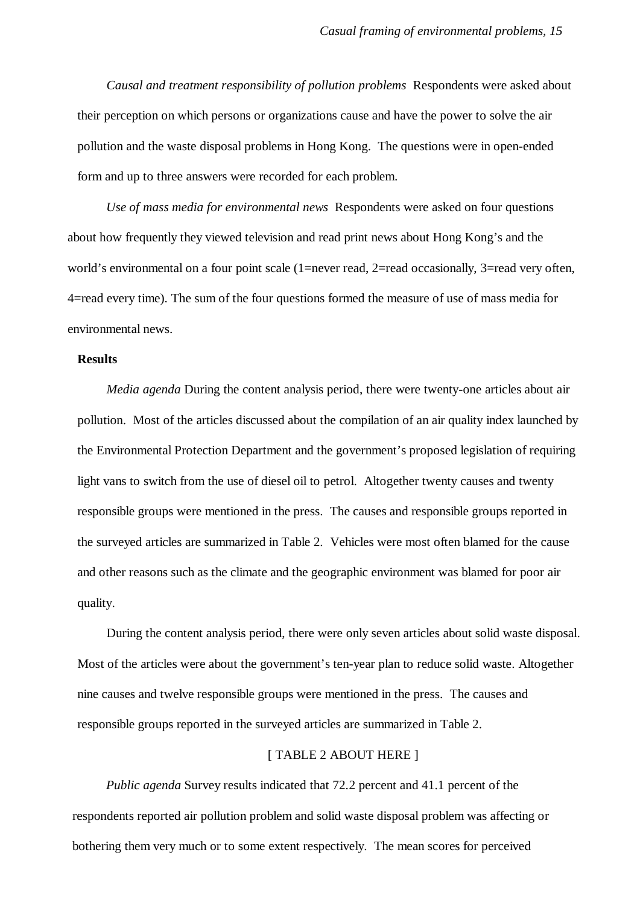*Causal and treatment responsibility of pollution problems* Respondents were asked about their perception on which persons or organizations cause and have the power to solve the air pollution and the waste disposal problems in Hong Kong. The questions were in open-ended form and up to three answers were recorded for each problem.

*Use of mass media for environmental news* Respondents were asked on four questions about how frequently they viewed television and read print news about Hong Kong's and the world's environmental on a four point scale (1=never read, 2=read occasionally, 3=read very often, 4=read every time). The sum of the four questions formed the measure of use of mass media for environmental news.

**Results**

*Media agenda* During the content analysis period, there were twenty-one articles about air pollution. Most of the articles discussed about the compilation of an air quality index launched by the Environmental Protection Department and the government's proposed legislation of requiring light vans to switch from the use of diesel oil to petrol. Altogether twenty causes and twenty responsible groups were mentioned in the press. The causes and responsible groups reported in the surveyed articles are summarized in Table 2. Vehicles were most often blamed for the cause and other reasons such as the climate and the geographic environment was blamed for poor air quality.

During the content analysis period, there were only seven articles about solid waste disposal. Most of the articles were about the government's ten-year plan to reduce solid waste. Altogether nine causes and twelve responsible groups were mentioned in the press. The causes and responsible groups reported in the surveyed articles are summarized in Table 2.

[ TABLE 2 ABOUT HERE ]

*Public agenda* Survey results indicated that 72.2 percent and 41.1 percent of the respondents reported air pollution problem and solid waste disposal problem was affecting or bothering them very much or to some extent respectively. The mean scores for perceived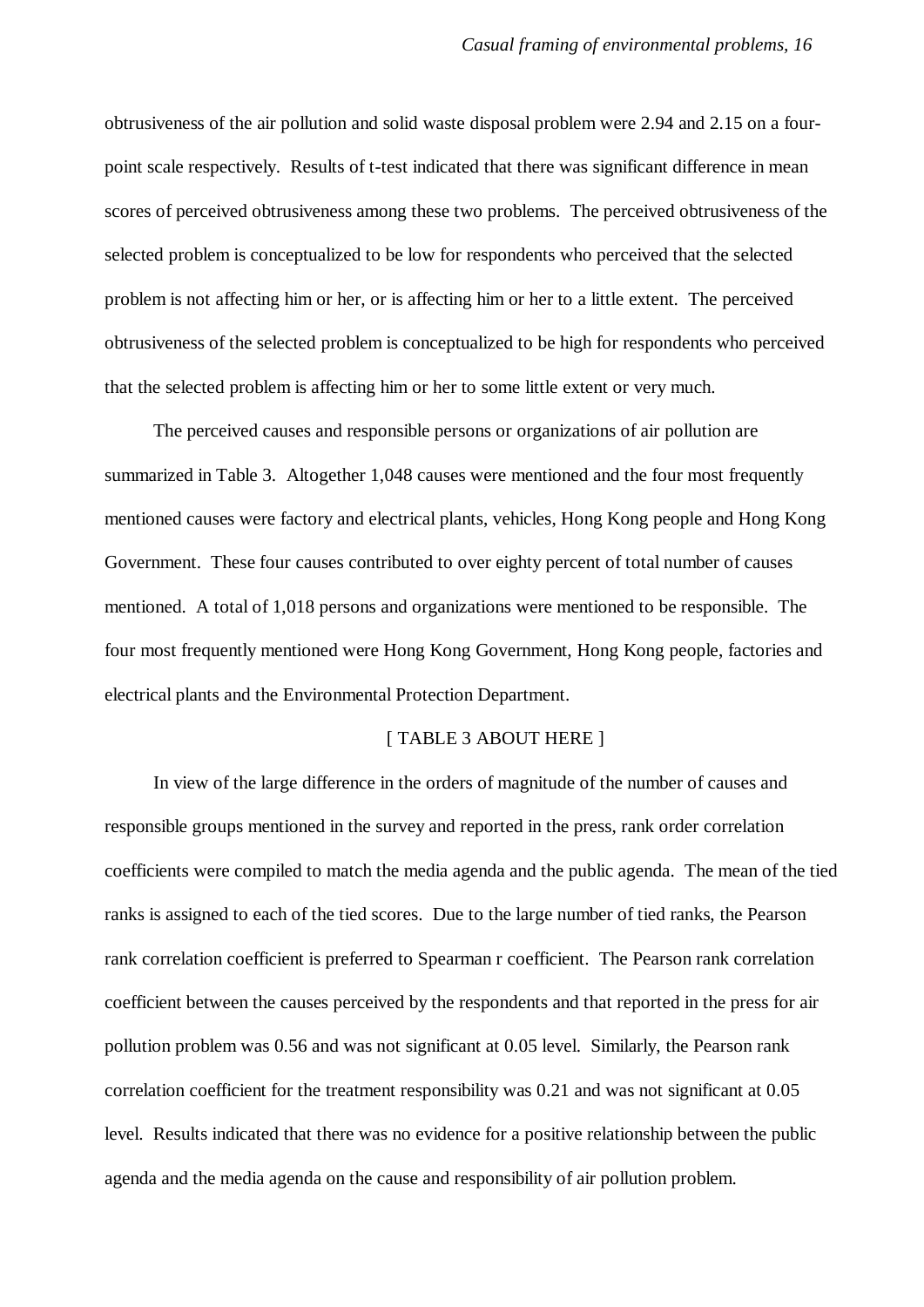obtrusiveness of the air pollution and solid waste disposal problem were 2.94 and 2.15 on a four-point scale respectively. Results of t-test indicated that there was significant difference in mean scores of perceived obtrusiveness among these two problems. The perceived obtrusiveness of the selected problem is conceptualized to be low for respondents who perceived that the selected problem is not affecting him or her, or is affecting him or her to a little extent. The perceived obtrusiveness of the selected problem is conceptualized to be high for respondents who perceived that the selected problem is affecting him or her to some little extent or very much.

The perceived causes and responsible persons or organizations of air pollution are summarized in Table 3. Altogether 1,048 causes were mentioned and the four most frequently mentioned causes were factory and electrical plants, vehicles, Hong Kong people and Hong Kong Government. These four causes contributed to over eighty percent of total number of causes mentioned. A total of 1,018 persons and organizations were mentioned to be responsible. The four most frequently mentioned were Hong Kong Government, Hong Kong people, factories and electrical plants and the Environmental Protection Department.

[ TABLE 3 ABOUT HERE ]

In view of the large difference in the orders of magnitude of the number of causes and responsible groups mentioned in the survey and reported in the press, rank order correlation coefficients were compiled to match the media agenda and the public agenda. The mean of the tied ranks is assigned to each of the tied scores. Due to the large number of tied ranks, the Pearson rank correlation coefficient is preferred to Spearman r coefficient. The Pearson rank correlation coefficient between the causes perceived by the respondents and that reported in the press for air pollution problem was 0.56 and was not significant at 0.05 level. Similarly, the Pearson rank correlation coefficient for the treatment responsibility was 0.21 and was not significant at 0.05 level. Results indicated that there was no evidence for a positive relationship between the public agenda and the media agenda on the cause and responsibility of air pollution problem.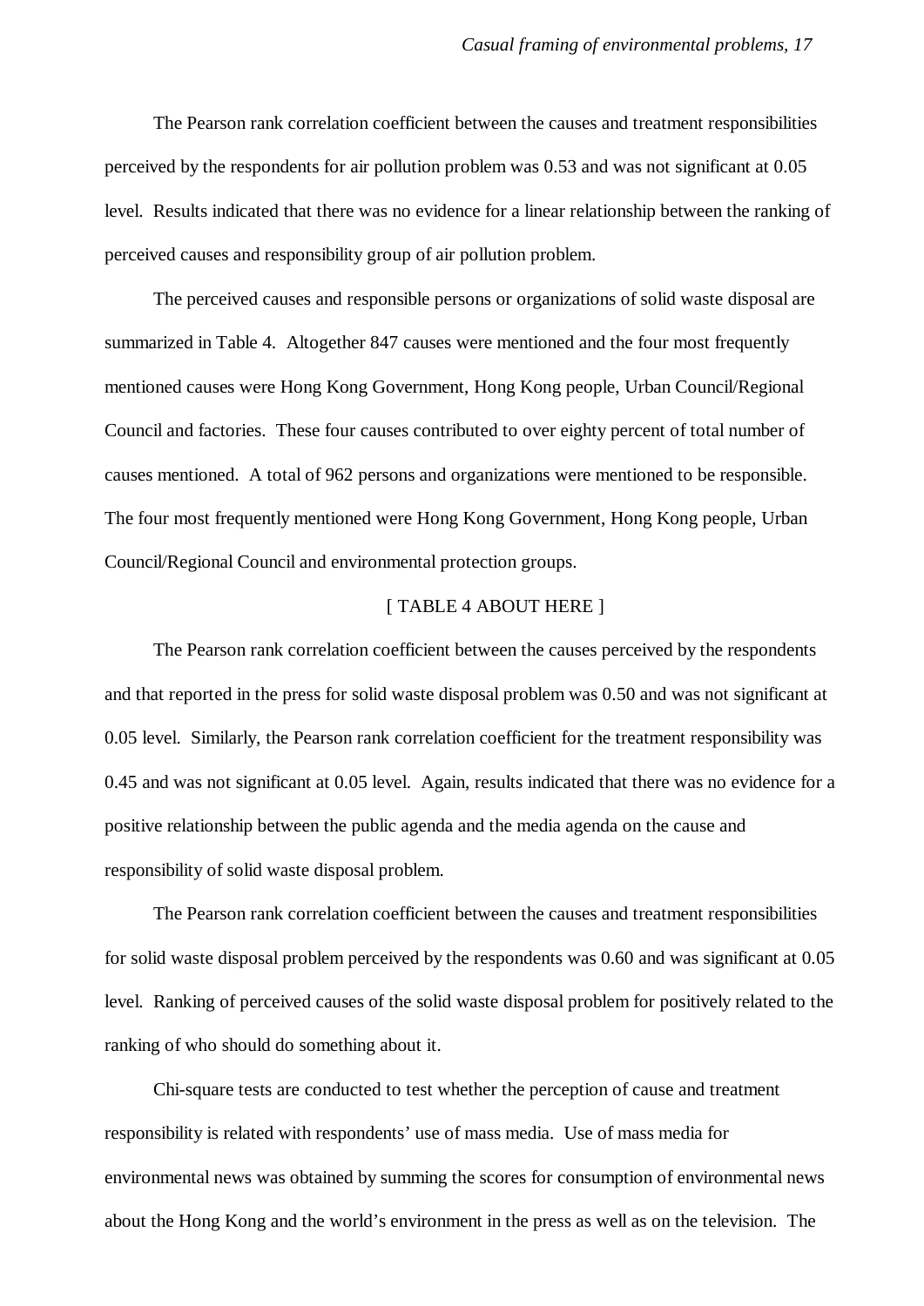The Pearson rank correlation coefficient between the causes and treatment responsibilities perceived by the respondents for air pollution problem was 0.53 and was not significant at 0.05 level. Results indicated that there was no evidence for a linear relationship between the ranking of perceived causes and responsibility group of air pollution problem.

The perceived causes and responsible persons or organizations of solid waste disposal are summarized in Table 4. Altogether 847 causes were mentioned and the four most frequently mentioned causes were Hong Kong Government, Hong Kong people, Urban Council/Regional Council and factories. These four causes contributed to over eighty percent of total number of causes mentioned. A total of 962 persons and organizations were mentioned to be responsible. The four most frequently mentioned were Hong Kong Government, Hong Kong people, Urban Council/Regional Council and environmental protection groups.

[ TABLE 4 ABOUT HERE ]

The Pearson rank correlation coefficient between the causes perceived by the respondents and that reported in the press for solid waste disposal problem was 0.50 and was not significant at 0.05 level. Similarly, the Pearson rank correlation coefficient for the treatment responsibility was 0.45 and was not significant at 0.05 level. Again, results indicated that there was no evidence for a positive relationship between the public agenda and the media agenda on the cause and responsibility of solid waste disposal problem.

The Pearson rank correlation coefficient between the causes and treatment responsibilities for solid waste disposal problem perceived by the respondents was 0.60 and was significant at 0.05 level. Ranking of perceived causes of the solid waste disposal problem for positively related to the ranking of who should do something about it.

Chi-square tests are conducted to test whether the perception of cause and treatment responsibility is related with respondents' use of mass media. Use of mass media for environmental news was obtained by summing the scores for consumption of environmental news about the Hong Kong and the world's environment in the press as well as on the television. The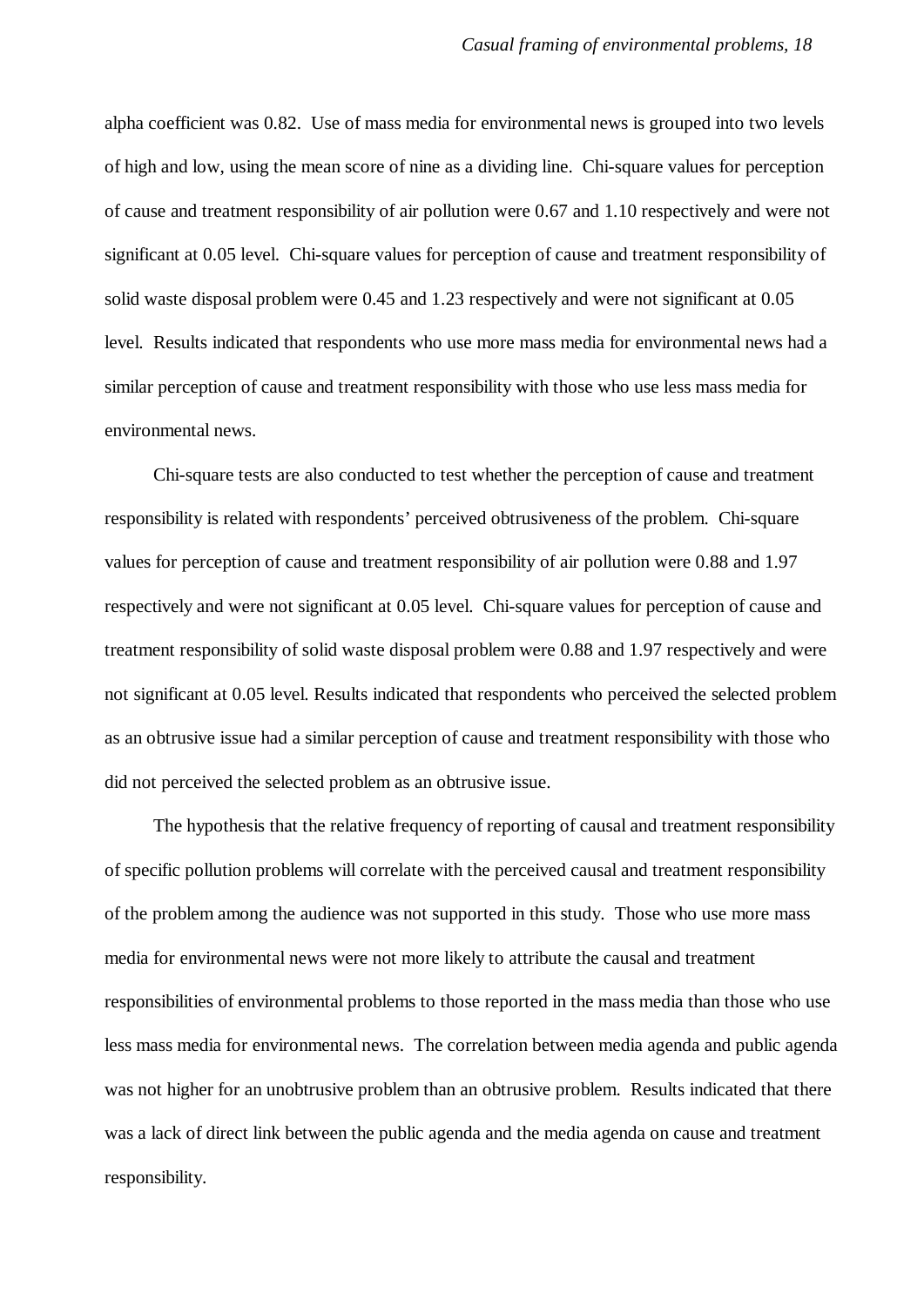alpha coefficient was 0.82. Use of mass media for environmental news is grouped into two levels of high and low, using the mean score of nine as a dividing line. Chi-square values for perception of cause and treatment responsibility of air pollution were 0.67 and 1.10 respectively and were not significant at 0.05 level. Chi-square values for perception of cause and treatment responsibility of solid waste disposal problem were 0.45 and 1.23 respectively and were not significant at 0.05 level. Results indicated that respondents who use more mass media for environmental news had a similar perception of cause and treatment responsibility with those who use less mass media for environmental news.

Chi-square tests are also conducted to test whether the perception of cause and treatment responsibility is related with respondents' perceived obtrusiveness of the problem. Chi-square values for perception of cause and treatment responsibility of air pollution were 0.88 and 1.97 respectively and were not significant at 0.05 level. Chi-square values for perception of cause and treatment responsibility of solid waste disposal problem were 0.88 and 1.97 respectively and were not significant at 0.05 level. Results indicated that respondents who perceived the selected problem as an obtrusive issue had a similar perception of cause and treatment responsibility with those who did not perceived the selected problem as an obtrusive issue.

The hypothesis that the relative frequency of reporting of causal and treatment responsibility of specific pollution problems will correlate with the perceived causal and treatment responsibility of the problem among the audience was not supported in this study. Those who use more mass media for environmental news were not more likely to attribute the causal and treatment responsibilities of environmental problems to those reported in the mass media than those who use less mass media for environmental news. The correlation between media agenda and public agenda was not higher for an unobtrusive problem than an obtrusive problem. Results indicated that there was a lack of direct link between the public agenda and the media agenda on cause and treatment responsibility.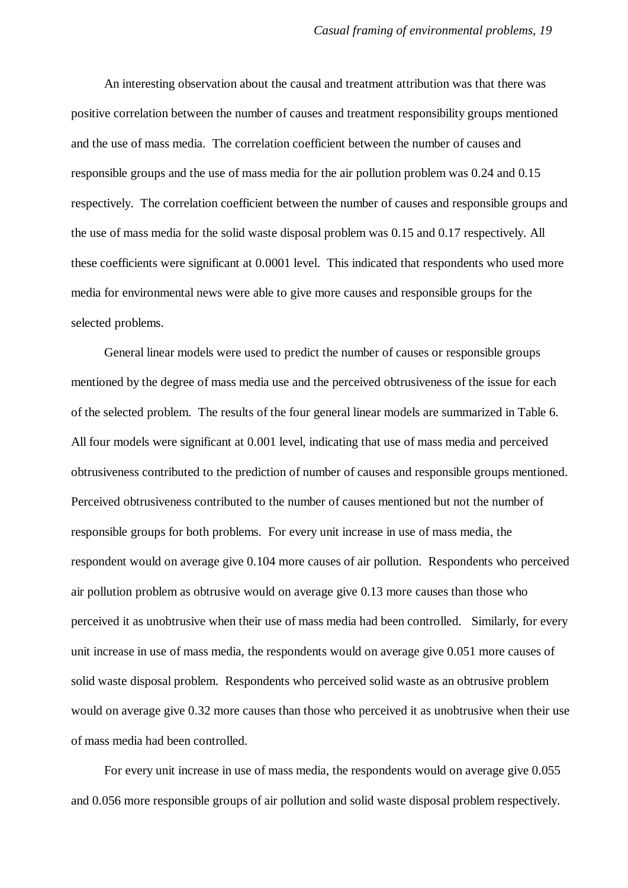An interesting observation about the causal and treatment attribution was that there was positive correlation between the number of causes and treatment responsibility groups mentioned and the use of mass media. The correlation coefficient between the number of causes and responsible groups and the use of mass media for the air pollution problem was 0.24 and 0.15 respectively. The correlation coefficient between the number of causes and responsible groups and the use of mass media for the solid waste disposal problem was 0.15 and 0.17 respectively. All these coefficients were significant at 0.0001 level. This indicated that respondents who used more media for environmental news were able to give more causes and responsible groups for the selected problems.

General linear models were used to predict the number of causes or responsible groups mentioned by the degree of mass media use and the perceived obtrusiveness of the issue for each of the selected problem. The results of the four general linear models are summarized in Table 6. All four models were significant at 0.001 level, indicating that use of mass media and perceived obtrusiveness contributed to the prediction of number of causes and responsible groups mentioned. Perceived obtrusiveness contributed to the number of causes mentioned but not the number of responsible groups for both problems. For every unit increase in use of mass media, the respondent would on average give 0.104 more causes of air pollution. Respondents who perceived air pollution problem as obtrusive would on average give 0.13 more causes than those who perceived it as unobtrusive when their use of mass media had been controlled. Similarly, for every unit increase in use of mass media, the respondents would on average give 0.051 more causes of solid waste disposal problem. Respondents who perceived solid waste as an obtrusive problem would on average give 0.32 more causes than those who perceived it as unobtrusive when their use of mass media had been controlled.

For every unit increase in use of mass media, the respondents would on average give 0.055 and 0.056 more responsible groups of air pollution and solid waste disposal problem respectively.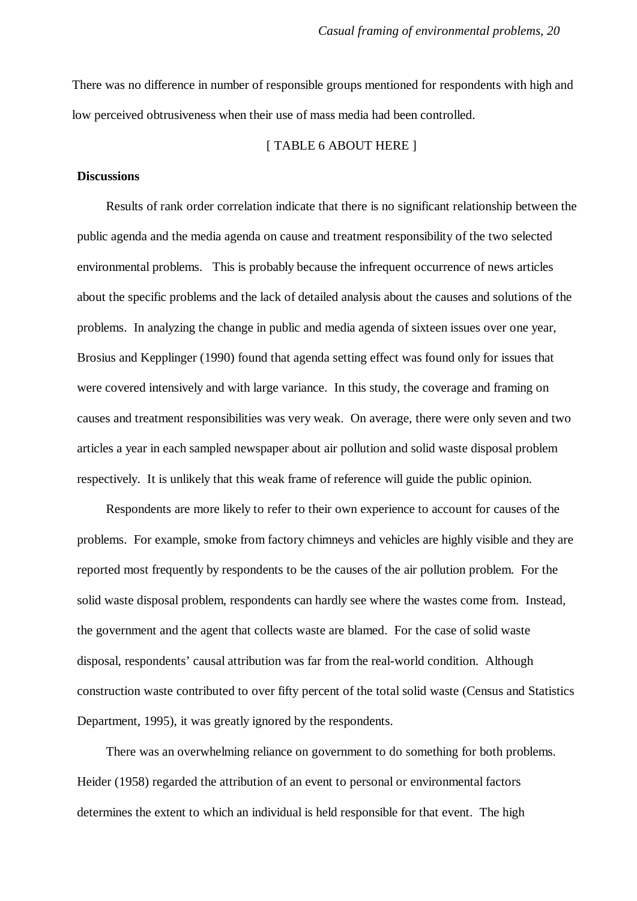There was no difference in number of responsible groups mentioned for respondents with high and low perceived obtrusiveness when their use of mass media had been controlled.

[ TABLE 6 ABOUT HERE ]

**Discussions**

Results of rank order correlation indicate that there is no significant relationship between the public agenda and the media agenda on cause and treatment responsibility of the two selected environmental problems. This is probably because the infrequent occurrence of news articles about the specific problems and the lack of detailed analysis about the causes and solutions of the problems. In analyzing the change in public and media agenda of sixteen issues over one year, Brosius and Kepplinger (1990) found that agenda setting effect was found only for issues that were covered intensively and with large variance. In this study, the coverage and framing on causes and treatment responsibilities was very weak. On average, there were only seven and two articles a year in each sampled newspaper about air pollution and solid waste disposal problem respectively. It is unlikely that this weak frame of reference will guide the public opinion.

Respondents are more likely to refer to their own experience to account for causes of the problems. For example, smoke from factory chimneys and vehicles are highly visible and they are reported most frequently by respondents to be the causes of the air pollution problem. For the solid waste disposal problem, respondents can hardly see where the wastes come from. Instead, the government and the agent that collects waste are blamed. For the case of solid waste disposal, respondents' causal attribution was far from the real-world condition. Although construction waste contributed to over fifty percent of the total solid waste (Census and Statistics Department, 1995), it was greatly ignored by the respondents.

There was an overwhelming reliance on government to do something for both problems. Heider (1958) regarded the attribution of an event to personal or environmental factors determines the extent to which an individual is held responsible for that event. The high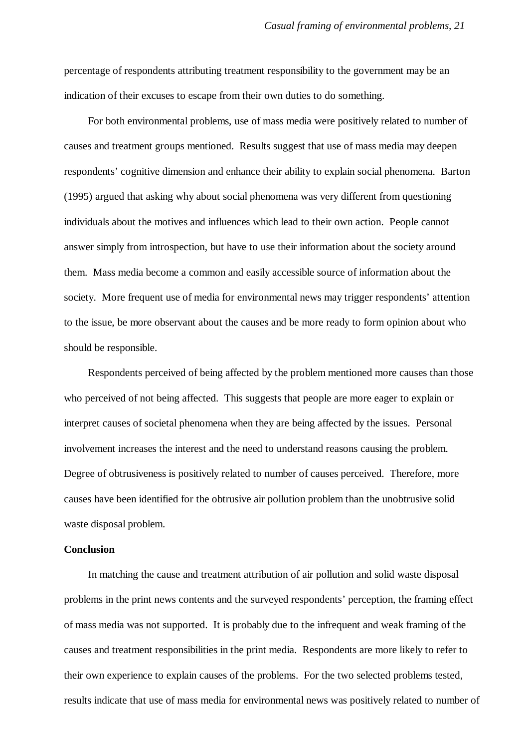percentage of respondents attributing treatment responsibility to the government may be an indication of their excuses to escape from their own duties to do something.

For both environmental problems, use of mass media were positively related to number of causes and treatment groups mentioned. Results suggest that use of mass media may deepen respondents' cognitive dimension and enhance their ability to explain social phenomena. Barton (1995) argued that asking why about social phenomena was very different from questioning individuals about the motives and influences which lead to their own action. People cannot answer simply from introspection, but have to use their information about the society around them. Mass media become a common and easily accessible source of information about the society. More frequent use of media for environmental news may trigger respondents' attention to the issue, be more observant about the causes and be more ready to form opinion about who should be responsible.

Respondents perceived of being affected by the problem mentioned more causes than those who perceived of not being affected. This suggests that people are more eager to explain or interpret causes of societal phenomena when they are being affected by the issues. Personal involvement increases the interest and the need to understand reasons causing the problem. Degree of obtrusiveness is positively related to number of causes perceived. Therefore, more causes have been identified for the obtrusive air pollution problem than the unobtrusive solid waste disposal problem.

**Conclusion**

In matching the cause and treatment attribution of air pollution and solid waste disposal problems in the print news contents and the surveyed respondents' perception, the framing effect of mass media was not supported. It is probably due to the infrequent and weak framing of the causes and treatment responsibilities in the print media. Respondents are more likely to refer to their own experience to explain causes of the problems. For the two selected problems tested, results indicate that use of mass media for environmental news was positively related to number of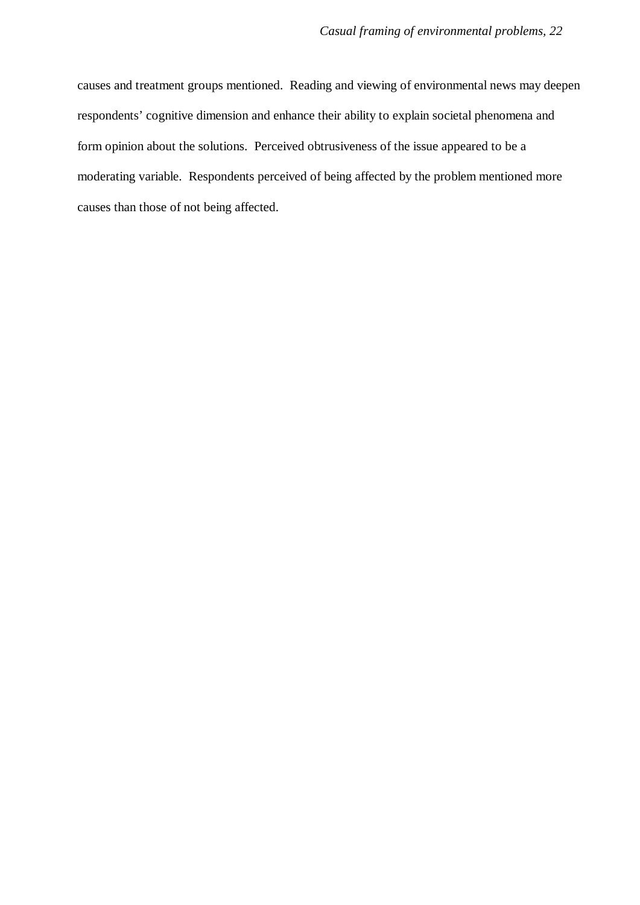causes and treatment groups mentioned. Reading and viewing of environmental news may deepen respondents' cognitive dimension and enhance their ability to explain societal phenomena and form opinion about the solutions. Perceived obtrusiveness of the issue appeared to be a moderating variable. Respondents perceived of being affected by the problem mentioned more causes than those of not being affected.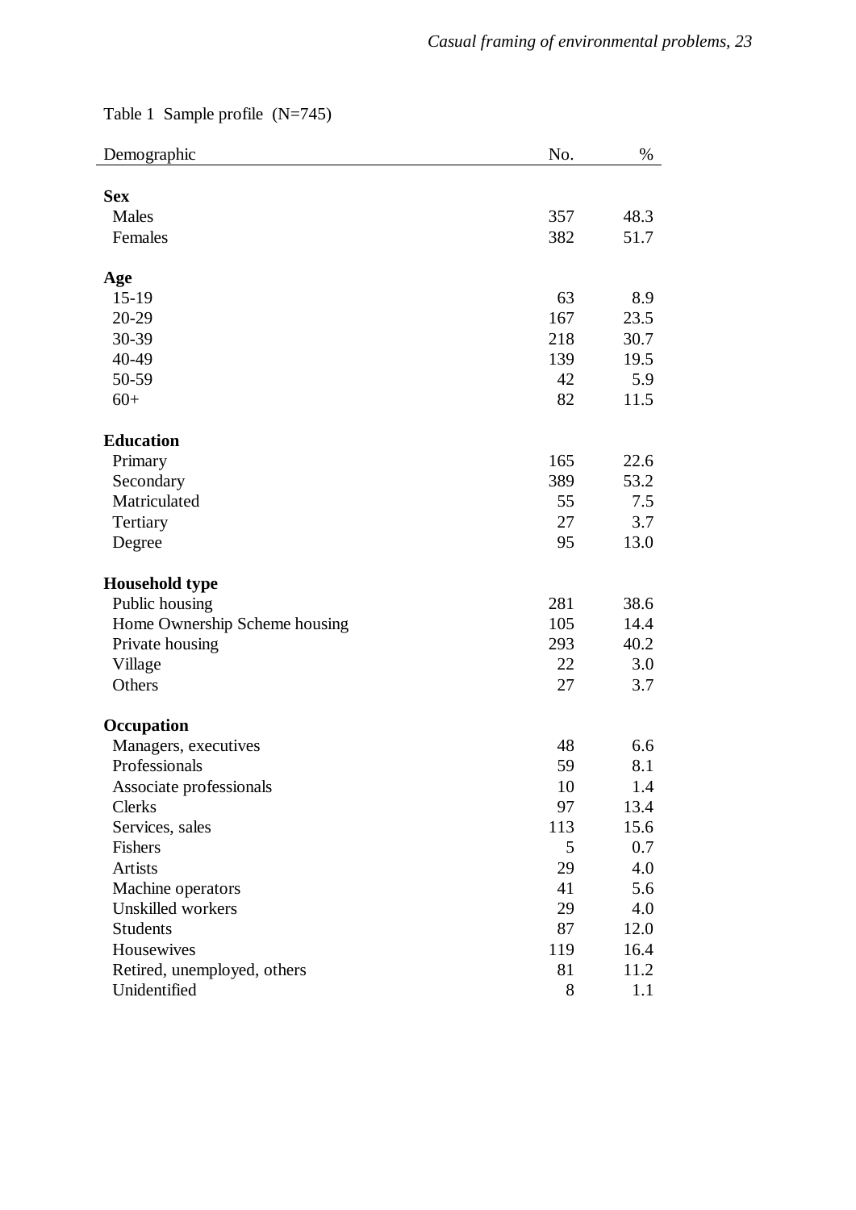Table 1 Sample profile (N=745)

| Demographic | No. | % |
|---|---|---|
| **Sex** | | |
| Males | 357 | 48.3 |
| Females | 382 | 51.7 |
| **Age** | | |
| 15-19 | 63 | 8.9 |
| 20-29 | 167 | 23.5 |
| 30-39 | 218 | 30.7 |
| 40-49 | 139 | 19.5 |
| 50-59 | 42 | 5.9 |
| 60+ | 82 | 11.5 |
| **Education** | | |
| Primary | 165 | 22.6 |
| Secondary | 389 | 53.2 |
| Matriculated | 55 | 7.5 |
| Tertiary | 27 | 3.7 |
| Degree | 95 | 13.0 |
| **Household type** | | |
| Public housing | 281 | 38.6 |
| Home Ownership Scheme housing | 105 | 14.4 |
| Private housing | 293 | 40.2 |
| Village | 22 | 3.0 |
| Others | 27 | 3.7 |
| **Occupation** | | |
| Managers, executives | 48 | 6.6 |
| Professionals | 59 | 8.1 |
| Associate professionals | 10 | 1.4 |
| Clerks | 97 | 13.4 |
| Services, sales | 113 | 15.6 |
| Fishers | 5 | 0.7 |
| Artists | 29 | 4.0 |
| Machine operators | 41 | 5.6 |
| Unskilled workers | 29 | 4.0 |
| Students | 87 | 12.0 |
| Housewives | 119 | 16.4 |
| Retired, unemployed, others | 81 | 11.2 |
| Unidentified | 8 | 1.1 |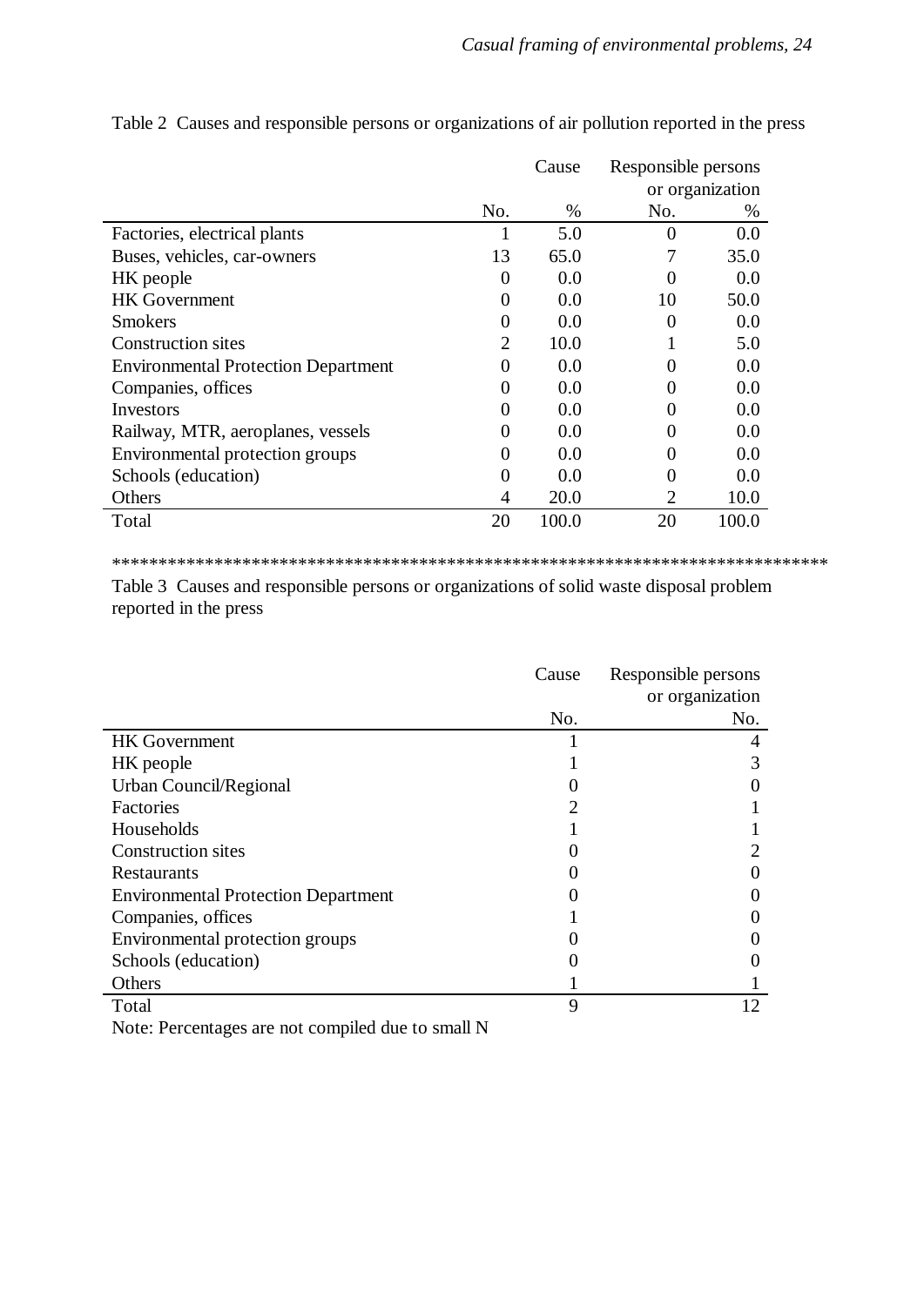Table 2 Causes and responsible persons or organizations of air pollution reported in the press

| | Cause | | Responsible persons or organization | |
|---|---|---|---|---|
| | No. | % | No. | % |
| Factories, electrical plants | 1 | 5.0 | 0 | 0.0 |
| Buses, vehicles, car-owners | 13 | 65.0 | 7 | 35.0 |
| HK people | 0 | 0.0 | 0 | 0.0 |
| HK Government | 0 | 0.0 | 10 | 50.0 |
| Smokers | 0 | 0.0 | 0 | 0.0 |
| Construction sites | 2 | 10.0 | 1 | 5.0 |
| Environmental Protection Department | 0 | 0.0 | 0 | 0.0 |
| Companies, offices | 0 | 0.0 | 0 | 0.0 |
| Investors | 0 | 0.0 | 0 | 0.0 |
| Railway, MTR, aeroplanes, vessels | 0 | 0.0 | 0 | 0.0 |
| Environmental protection groups | 0 | 0.0 | 0 | 0.0 |
| Schools (education) | 0 | 0.0 | 0 | 0.0 |
| Others | 4 | 20.0 | 2 | 10.0 |
| Total | 20 | 100.0 | 20 | 100.0 |

*****************************************************************************

Table 3 Causes and responsible persons or organizations of solid waste disposal problem reported in the press

| | Cause | Responsible persons or organization |
|---|---|---|
| | No. | No. |
| HK Government | 1 | 4 |
| HK people | 1 | 3 |
| Urban Council/Regional | 0 | 0 |
| Factories | 2 | 1 |
| Households | 1 | 1 |
| Construction sites | 0 | 2 |
| Restaurants | 0 | 0 |
| Environmental Protection Department | 0 | 0 |
| Companies, offices | 1 | 0 |
| Environmental protection groups | 0 | 0 |
| Schools (education) | 0 | 0 |
| Others | 1 | 1 |
| Total | 9 | 12 |

Note: Percentages are not compiled due to small N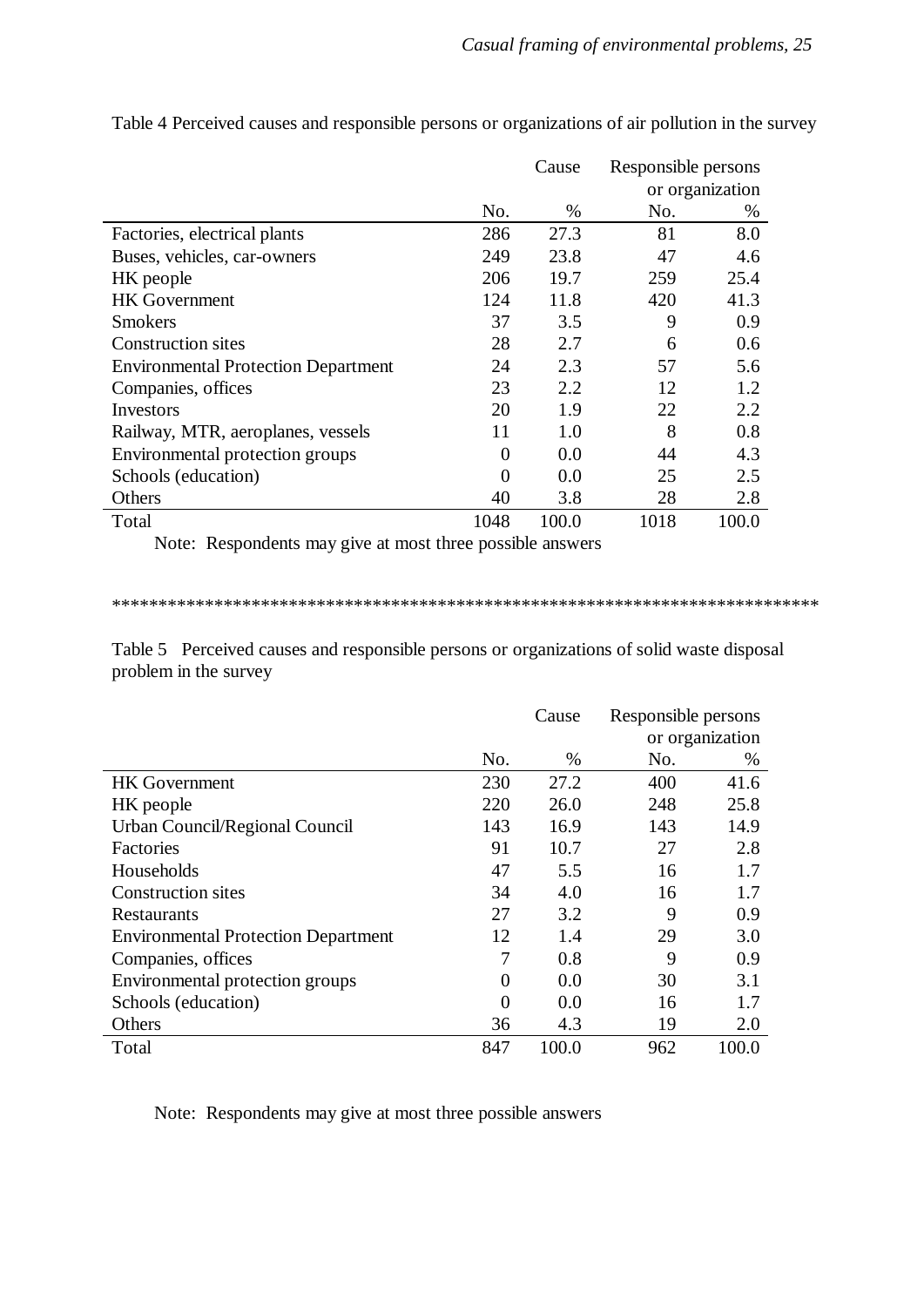Table 4 Perceived causes and responsible persons or organizations of air pollution in the survey

| | Cause | | Responsible persons or organization | |
|---|---|---|---|---|
| | No. | % | No. | % |
| Factories, electrical plants | 286 | 27.3 | 81 | 8.0 |
| Buses, vehicles, car-owners | 249 | 23.8 | 47 | 4.6 |
| HK people | 206 | 19.7 | 259 | 25.4 |
| HK Government | 124 | 11.8 | 420 | 41.3 |
| Smokers | 37 | 3.5 | 9 | 0.9 |
| Construction sites | 28 | 2.7 | 6 | 0.6 |
| Environmental Protection Department | 24 | 2.3 | 57 | 5.6 |
| Companies, offices | 23 | 2.2 | 12 | 1.2 |
| Investors | 20 | 1.9 | 22 | 2.2 |
| Railway, MTR, aeroplanes, vessels | 11 | 1.0 | 8 | 0.8 |
| Environmental protection groups | 0 | 0.0 | 44 | 4.3 |
| Schools (education) | 0 | 0.0 | 25 | 2.5 |
| Others | 40 | 3.8 | 28 | 2.8 |
| Total | 1048 | 100.0 | 1018 | 100.0 |

Note: Respondents may give at most three possible answers

***************************************************************************

Table 5 Perceived causes and responsible persons or organizations of solid waste disposal problem in the survey

| | Cause | | Responsible persons or organization | |
|---|---|---|---|---|
| | No. | % | No. | % |
| HK Government | 230 | 27.2 | 400 | 41.6 |
| HK people | 220 | 26.0 | 248 | 25.8 |
| Urban Council/Regional Council | 143 | 16.9 | 143 | 14.9 |
| Factories | 91 | 10.7 | 27 | 2.8 |
| Households | 47 | 5.5 | 16 | 1.7 |
| Construction sites | 34 | 4.0 | 16 | 1.7 |
| Restaurants | 27 | 3.2 | 9 | 0.9 |
| Environmental Protection Department | 12 | 1.4 | 29 | 3.0 |
| Companies, offices | 7 | 0.8 | 9 | 0.9 |
| Environmental protection groups | 0 | 0.0 | 30 | 3.1 |
| Schools (education) | 0 | 0.0 | 16 | 1.7 |
| Others | 36 | 4.3 | 19 | 2.0 |
| Total | 847 | 100.0 | 962 | 100.0 |

Note: Respondents may give at most three possible answers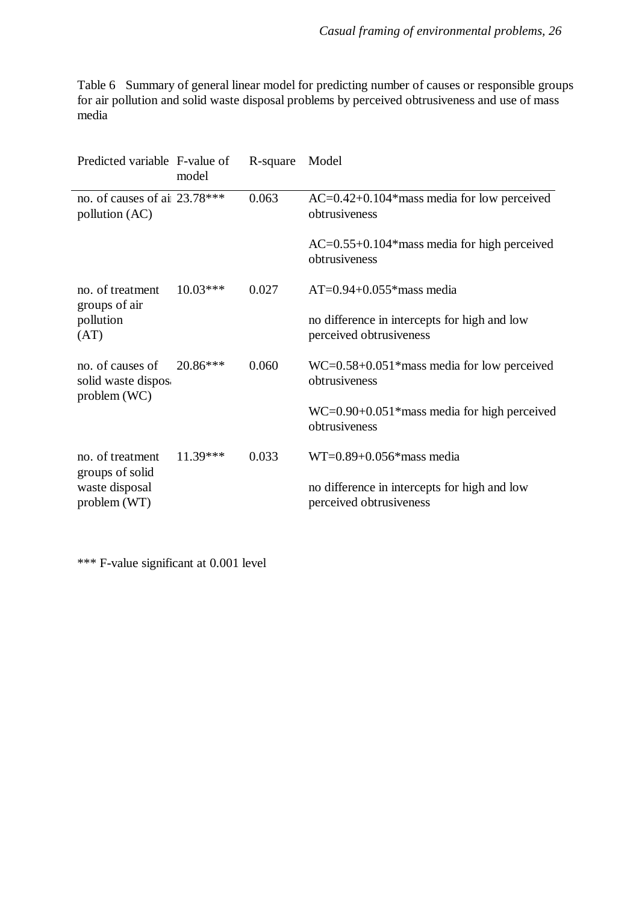Table 6 Summary of general linear model for predicting number of causes or responsible groups for air pollution and solid waste disposal problems by perceived obtrusiveness and use of mass media

| Predicted variable | F-value of model | R-square | Model |
|---|---|---|---|
| no. of causes of air pollution (AC) | 23.78*** | 0.063 | AC=0.42+0.104*mass media for low perceived obtrusiveness<br><br>AC=0.55+0.104*mass media for high perceived obtrusiveness |
| no. of treatment groups of air pollution (AT) | 10.03*** | 0.027 | AT=0.94+0.055*mass media<br><br>no difference in intercepts for high and low perceived obtrusiveness |
| no. of causes of solid waste disposal problem (WC) | 20.86*** | 0.060 | WC=0.58+0.051*mass media for low perceived obtrusiveness<br><br>WC=0.90+0.051*mass media for high perceived obtrusiveness |
| no. of treatment groups of solid waste disposal problem (WT) | 11.39*** | 0.033 | WT=0.89+0.056*mass media<br><br>no difference in intercepts for high and low perceived obtrusiveness |

*** F-value significant at 0.001 level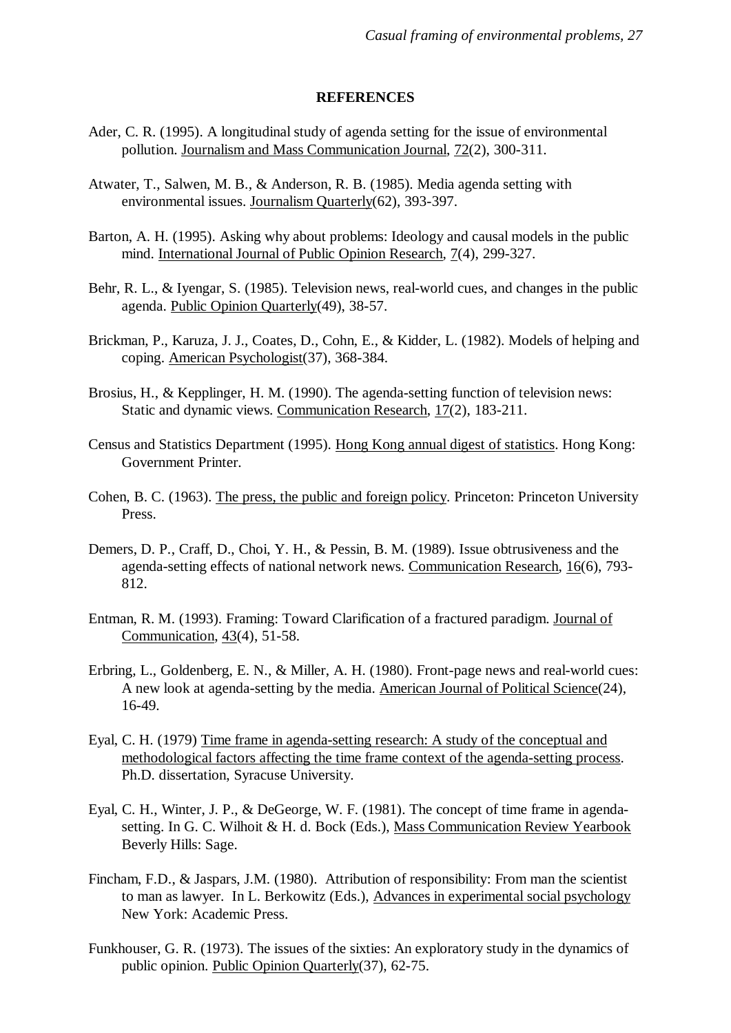**REFERENCES**

Ader, C. R. (1995). A longitudinal study of agenda setting for the issue of environmental pollution. Journalism and Mass Communication Journal, 72(2), 300-311.

Atwater, T., Salwen, M. B., & Anderson, R. B. (1985). Media agenda setting with environmental issues. Journalism Quarterly(62), 393-397.

Barton, A. H. (1995). Asking why about problems: Ideology and causal models in the public mind. International Journal of Public Opinion Research, 7(4), 299-327.

Behr, R. L., & Iyengar, S. (1985). Television news, real-world cues, and changes in the public agenda. Public Opinion Quarterly(49), 38-57.

Brickman, P., Karuza, J. J., Coates, D., Cohn, E., & Kidder, L. (1982). Models of helping and coping. American Psychologist(37), 368-384.

Brosius, H., & Kepplinger, H. M. (1990). The agenda-setting function of television news: Static and dynamic views. Communication Research, 17(2), 183-211.

Census and Statistics Department (1995). Hong Kong annual digest of statistics. Hong Kong: Government Printer.

Cohen, B. C. (1963). The press, the public and foreign policy. Princeton: Princeton University Press.

Demers, D. P., Craff, D., Choi, Y. H., & Pessin, B. M. (1989). Issue obtrusiveness and the agenda-setting effects of national network news. Communication Research, 16(6), 793-812.

Entman, R. M. (1993). Framing: Toward Clarification of a fractured paradigm. Journal of Communication, 43(4), 51-58.

Erbring, L., Goldenberg, E. N., & Miller, A. H. (1980). Front-page news and real-world cues: A new look at agenda-setting by the media. American Journal of Political Science(24), 16-49.

Eyal, C. H. (1979) Time frame in agenda-setting research: A study of the conceptual and methodological factors affecting the time frame context of the agenda-setting process. Ph.D. dissertation, Syracuse University.

Eyal, C. H., Winter, J. P., & DeGeorge, W. F. (1981). The concept of time frame in agenda-setting. In G. C. Wilhoit & H. d. Bock (Eds.), Mass Communication Review Yearbook Beverly Hills: Sage.

Fincham, F.D., & Jaspars, J.M. (1980). Attribution of responsibility: From man the scientist to man as lawyer. In L. Berkowitz (Eds.), Advances in experimental social psychology New York: Academic Press.

Funkhouser, G. R. (1973). The issues of the sixties: An exploratory study in the dynamics of public opinion. Public Opinion Quarterly(37), 62-75.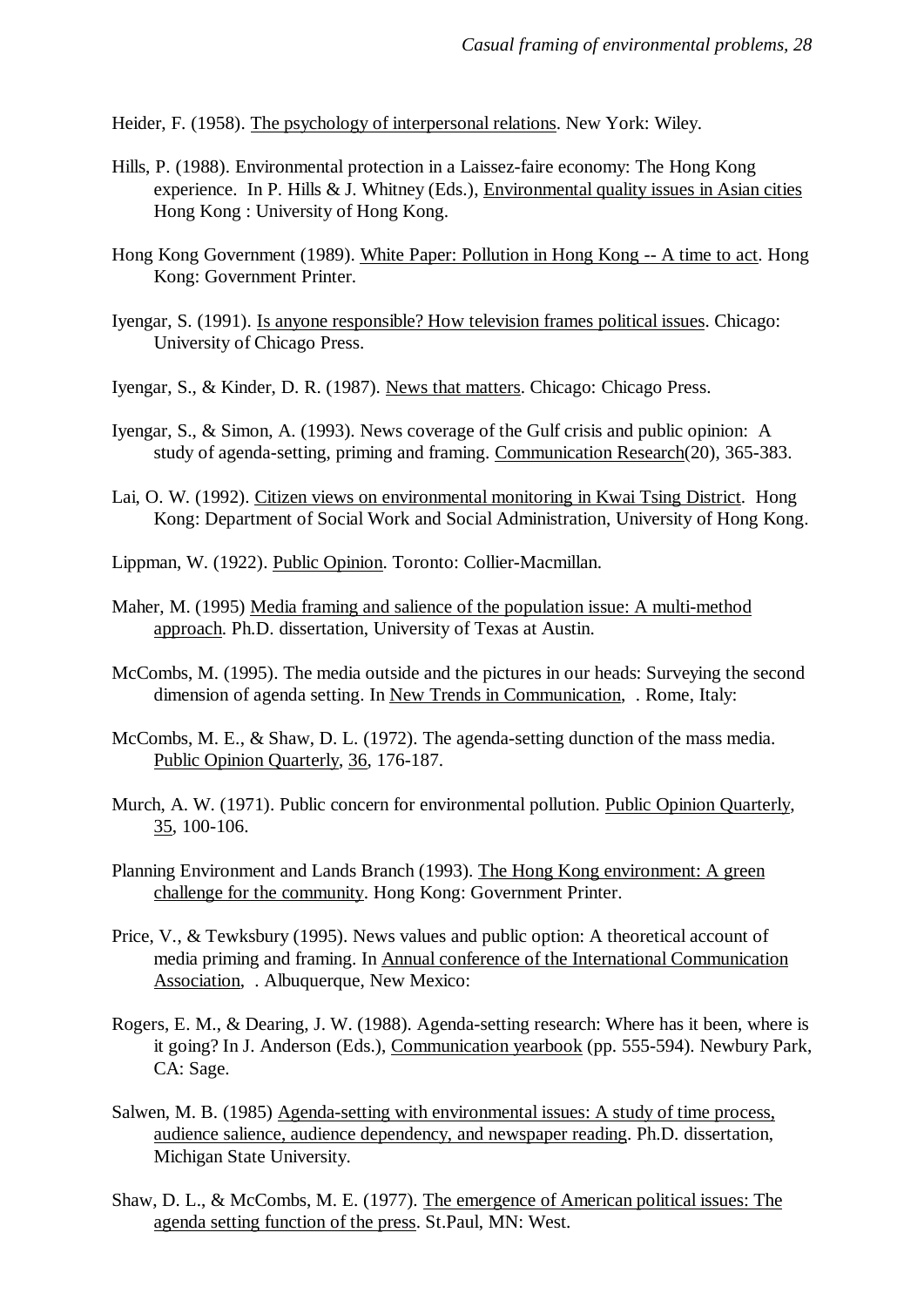Heider, F. (1958). The psychology of interpersonal relations. New York: Wiley.

Hills, P. (1988). Environmental protection in a Laissez-faire economy: The Hong Kong experience. In P. Hills & J. Whitney (Eds.), Environmental quality issues in Asian cities Hong Kong : University of Hong Kong.

Hong Kong Government (1989). White Paper: Pollution in Hong Kong -- A time to act. Hong Kong: Government Printer.

Iyengar, S. (1991). Is anyone responsible? How television frames political issues. Chicago: University of Chicago Press.

Iyengar, S., & Kinder, D. R. (1987). News that matters. Chicago: Chicago Press.

Iyengar, S., & Simon, A. (1993). News coverage of the Gulf crisis and public opinion: A study of agenda-setting, priming and framing. Communication Research(20), 365-383.

Lai, O. W. (1992). Citizen views on environmental monitoring in Kwai Tsing District. Hong Kong: Department of Social Work and Social Administration, University of Hong Kong.

Lippman, W. (1922). Public Opinion. Toronto: Collier-Macmillan.

Maher, M. (1995) Media framing and salience of the population issue: A multi-method approach. Ph.D. dissertation, University of Texas at Austin.

McCombs, M. (1995). The media outside and the pictures in our heads: Surveying the second dimension of agenda setting. In New Trends in Communication, . Rome, Italy:

McCombs, M. E., & Shaw, D. L. (1972). The agenda-setting dunction of the mass media. Public Opinion Quarterly, 36, 176-187.

Murch, A. W. (1971). Public concern for environmental pollution. Public Opinion Quarterly, 35, 100-106.

Planning Environment and Lands Branch (1993). The Hong Kong environment: A green challenge for the community. Hong Kong: Government Printer.

Price, V., & Tewksbury (1995). News values and public option: A theoretical account of media priming and framing. In Annual conference of the International Communication Association, . Albuquerque, New Mexico:

Rogers, E. M., & Dearing, J. W. (1988). Agenda-setting research: Where has it been, where is it going? In J. Anderson (Eds.), Communication yearbook (pp. 555-594). Newbury Park, CA: Sage.

Salwen, M. B. (1985) Agenda-setting with environmental issues: A study of time process, audience salience, audience dependency, and newspaper reading. Ph.D. dissertation, Michigan State University.

Shaw, D. L., & McCombs, M. E. (1977). The emergence of American political issues: The agenda setting function of the press. St.Paul, MN: West.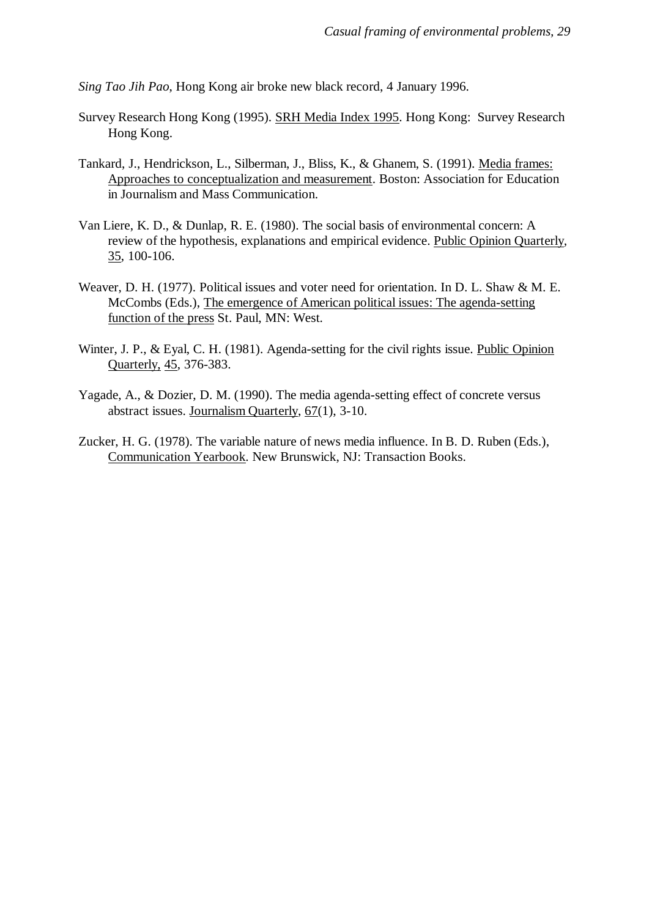*Sing Tao Jih Pao*, Hong Kong air broke new black record, 4 January 1996.

Survey Research Hong Kong (1995). SRH Media Index 1995. Hong Kong: Survey Research Hong Kong.

Tankard, J., Hendrickson, L., Silberman, J., Bliss, K., & Ghanem, S. (1991). Media frames: Approaches to conceptualization and measurement. Boston: Association for Education in Journalism and Mass Communication.

Van Liere, K. D., & Dunlap, R. E. (1980). The social basis of environmental concern: A review of the hypothesis, explanations and empirical evidence. Public Opinion Quarterly, 35, 100-106.

Weaver, D. H. (1977). Political issues and voter need for orientation. In D. L. Shaw & M. E. McCombs (Eds.), The emergence of American political issues: The agenda-setting function of the press St. Paul, MN: West.

Winter, J. P., & Eyal, C. H. (1981). Agenda-setting for the civil rights issue. Public Opinion Quarterly, 45, 376-383.

Yagade, A., & Dozier, D. M. (1990). The media agenda-setting effect of concrete versus abstract issues. Journalism Quarterly, 67(1), 3-10.

Zucker, H. G. (1978). The variable nature of news media influence. In B. D. Ruben (Eds.), Communication Yearbook. New Brunswick, NJ: Transaction Books.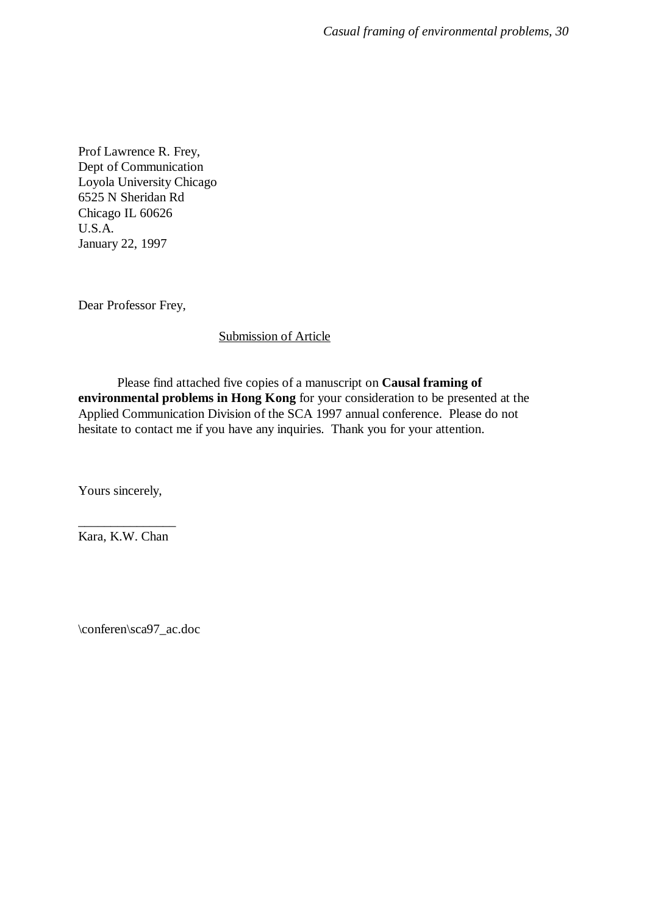Prof Lawrence R. Frey,
Dept of Communication
Loyola University Chicago
6525 N Sheridan Rd
Chicago IL 60626
U.S.A.
January 22, 1997

Dear Professor Frey,

Submission of Article

Please find attached five copies of a manuscript on **Causal framing of environmental problems in Hong Kong** for your consideration to be presented at the Applied Communication Division of the SCA 1997 annual conference. Please do not hesitate to contact me if you have any inquiries. Thank you for your attention.

Yours sincerely,

______________
Kara, K.W. Chan

\conferen\sca97_ac.doc